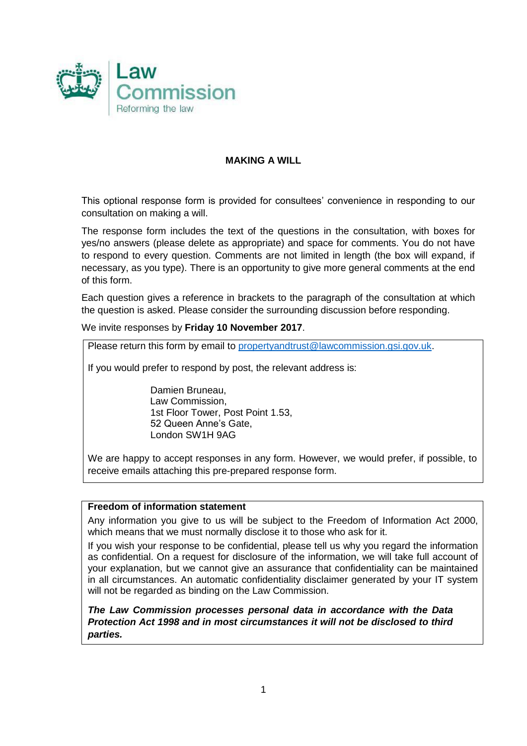Law Commission
Reforming the law

## MAKING A WILL

This optional response form is provided for consultees' convenience in responding to our consultation on making a will.

The response form includes the text of the questions in the consultation, with boxes for yes/no answers (please delete as appropriate) and space for comments. You do not have to respond to every question. Comments are not limited in length (the box will expand, if necessary, as you type). There is an opportunity to give more general comments at the end of this form.

Each question gives a reference in brackets to the paragraph of the consultation at which the question is asked. Please consider the surrounding discussion before responding.

We invite responses by **Friday 10 November 2017**.

Please return this form by email to [propertyandtrust@lawcommission.gsi.gov.uk](mailto:propertyandtrust@lawcommission.gsi.gov.uk).

If you would prefer to respond by post, the relevant address is:

Damien Bruneau,
Law Commission,
1st Floor Tower, Post Point 1.53,
52 Queen Anne's Gate,
London SW1H 9AG

We are happy to accept responses in any form. However, we would prefer, if possible, to receive emails attaching this pre-prepared response form.

**Freedom of information statement**

Any information you give to us will be subject to the Freedom of Information Act 2000, which means that we must normally disclose it to those who ask for it.

If you wish your response to be confidential, please tell us why you regard the information as confidential. On a request for disclosure of the information, we will take full account of your explanation, but we cannot give an assurance that confidentiality can be maintained in all circumstances. An automatic confidentiality disclaimer generated by your IT system will not be regarded as binding on the Law Commission.

***The Law Commission processes personal data in accordance with the Data Protection Act 1998 and in most circumstances it will not be disclosed to third parties.***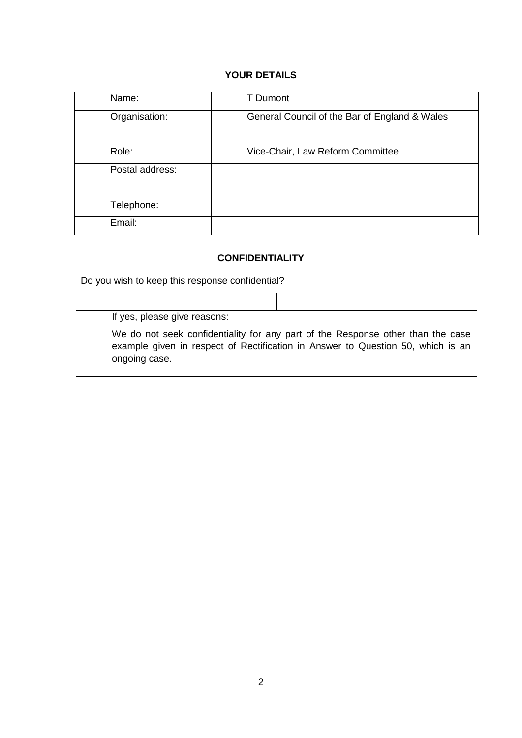## YOUR DETAILS

| | |
|---|---|
| Name: | T Dumont |
| Organisation: | General Council of the Bar of England & Wales |
| Role: | Vice-Chair, Law Reform Committee |
| Postal address: | |
| Telephone: | |
| Email: | |

## CONFIDENTIALITY

Do you wish to keep this response confidential?

| | |
|---|---|
| | |
| If yes, please give reasons:<br><br>We do not seek confidentiality for any part of the Response other than the case example given in respect of Rectification in Answer to Question 50, which is an ongoing case. | |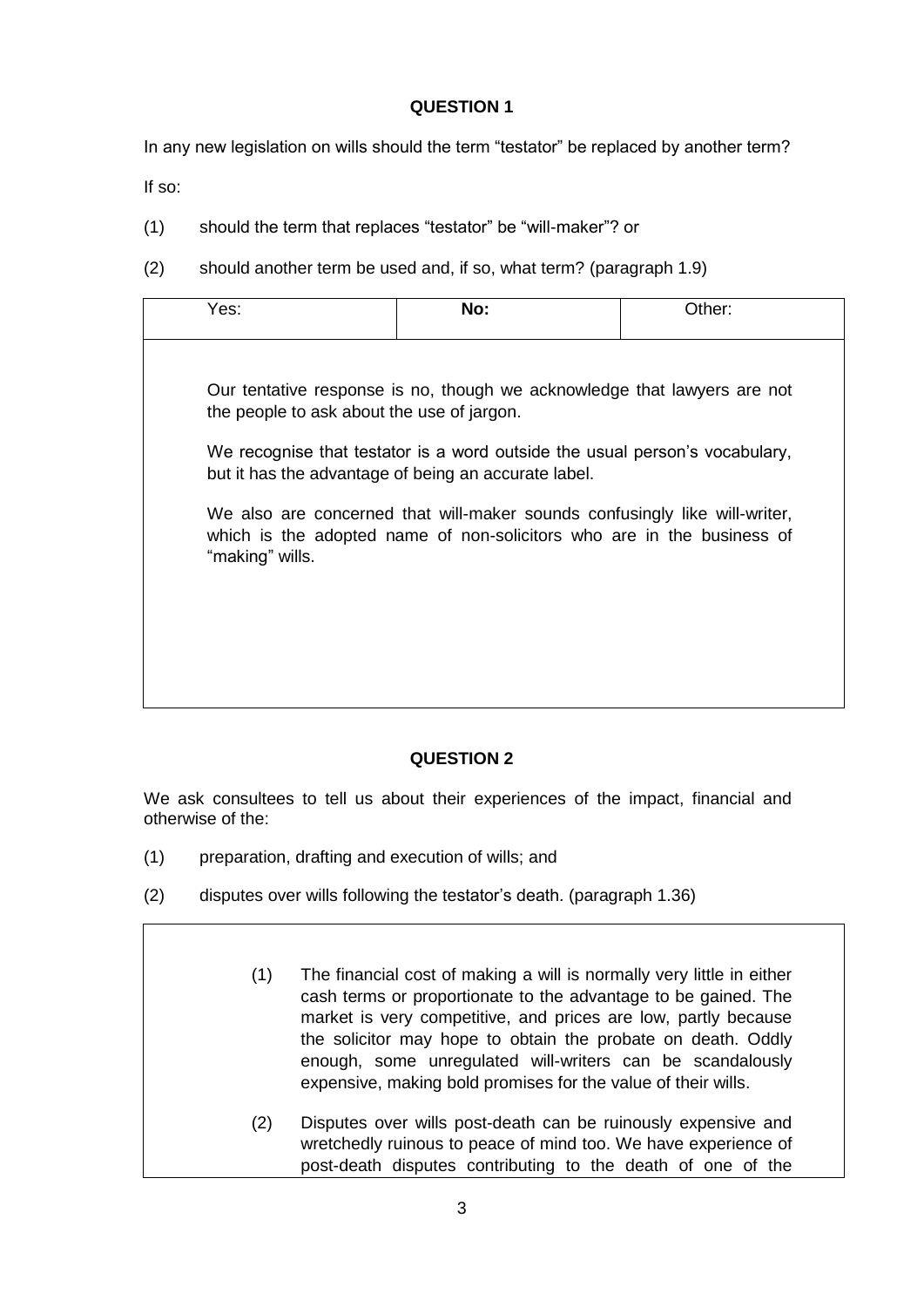**QUESTION 1**

In any new legislation on wills should the term "testator" be replaced by another term?

If so:

(1) should the term that replaces "testator" be "will-maker"? or

(2) should another term be used and, if so, what term? (paragraph 1.9)

| Yes: | **No:** | Other: |
|---|---|---|

Our tentative response is no, though we acknowledge that lawyers are not the people to ask about the use of jargon.

We recognise that testator is a word outside the usual person's vocabulary, but it has the advantage of being an accurate label.

We also are concerned that will-maker sounds confusingly like will-writer, which is the adopted name of non-solicitors who are in the business of "making" wills.

**QUESTION 2**

We ask consultees to tell us about their experiences of the impact, financial and otherwise of the:

(1) preparation, drafting and execution of wills; and

(2) disputes over wills following the testator's death. (paragraph 1.36)

(1) The financial cost of making a will is normally very little in either cash terms or proportionate to the advantage to be gained. The market is very competitive, and prices are low, partly because the solicitor may hope to obtain the probate on death. Oddly enough, some unregulated will-writers can be scandalously expensive, making bold promises for the value of their wills.

(2) Disputes over wills post-death can be ruinously expensive and wretchedly ruinous to peace of mind too. We have experience of post-death disputes contributing to the death of one of the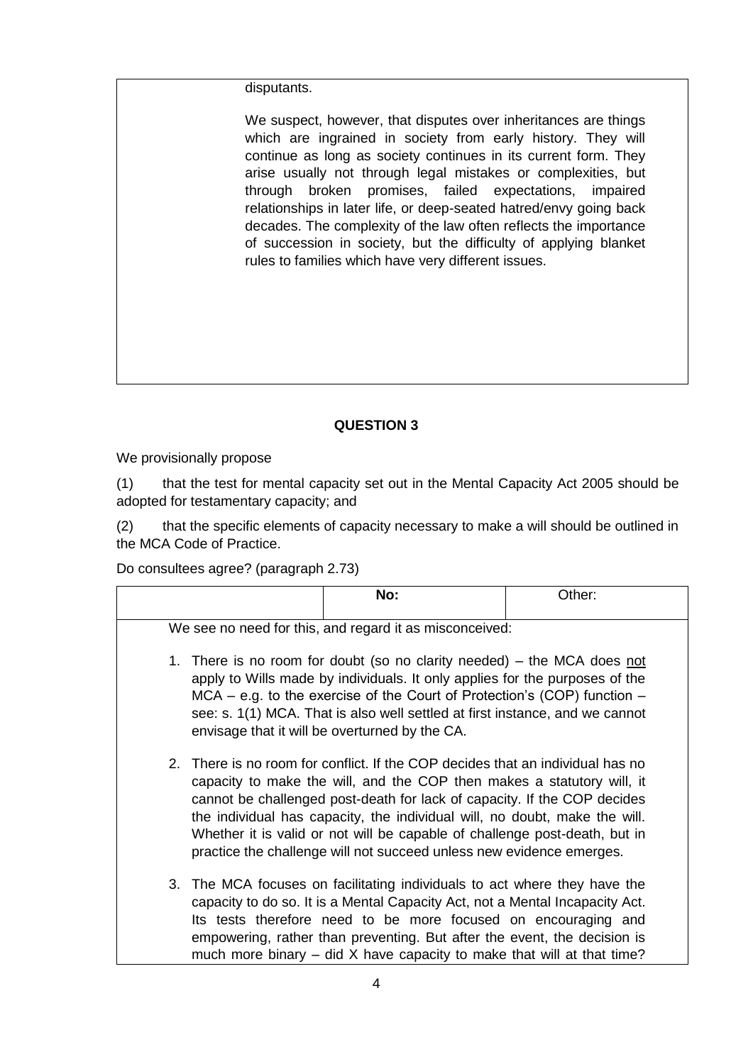disputants.

We suspect, however, that disputes over inheritances are things which are ingrained in society from early history. They will continue as long as society continues in its current form. They arise usually not through legal mistakes or complexities, but through broken promises, failed expectations, impaired relationships in later life, or deep-seated hatred/envy going back decades. The complexity of the law often reflects the importance of succession in society, but the difficulty of applying blanket rules to families which have very different issues.

**QUESTION 3**

We provisionally propose

(1) that the test for mental capacity set out in the Mental Capacity Act 2005 should be adopted for testamentary capacity; and

(2) that the specific elements of capacity necessary to make a will should be outlined in the MCA Code of Practice.

Do consultees agree? (paragraph 2.73)

| | **No:** | Other: |
|---|---|---|

We see no need for this, and regard it as misconceived:

1. There is no room for doubt (so no clarity needed) – the MCA does not apply to Wills made by individuals. It only applies for the purposes of the MCA – e.g. to the exercise of the Court of Protection's (COP) function – see: s. 1(1) MCA. That is also well settled at first instance, and we cannot envisage that it will be overturned by the CA.

2. There is no room for conflict. If the COP decides that an individual has no capacity to make the will, and the COP then makes a statutory will, it cannot be challenged post-death for lack of capacity. If the COP decides the individual has capacity, the individual will, no doubt, make the will. Whether it is valid or not will be capable of challenge post-death, but in practice the challenge will not succeed unless new evidence emerges.

3. The MCA focuses on facilitating individuals to act where they have the capacity to do so. It is a Mental Capacity Act, not a Mental Incapacity Act. Its tests therefore need to be more focused on encouraging and empowering, rather than preventing. But after the event, the decision is much more binary – did X have capacity to make that will at that time?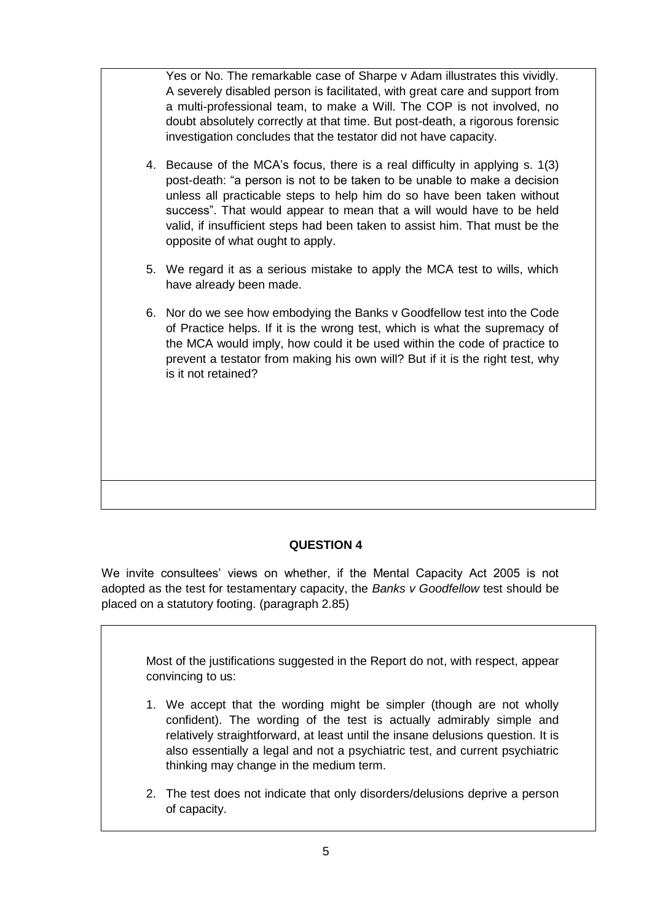Yes or No. The remarkable case of Sharpe v Adam illustrates this vividly. A severely disabled person is facilitated, with great care and support from a multi-professional team, to make a Will. The COP is not involved, no doubt absolutely correctly at that time. But post-death, a rigorous forensic investigation concludes that the testator did not have capacity.

4. Because of the MCA's focus, there is a real difficulty in applying s. 1(3) post-death: "a person is not to be taken to be unable to make a decision unless all practicable steps to help him do so have been taken without success". That would appear to mean that a will would have to be held valid, if insufficient steps had been taken to assist him. That must be the opposite of what ought to apply.

5. We regard it as a serious mistake to apply the MCA test to wills, which have already been made.

6. Nor do we see how embodying the Banks v Goodfellow test into the Code of Practice helps. If it is the wrong test, which is what the supremacy of the MCA would imply, how could it be used within the code of practice to prevent a testator from making his own will? But if it is the right test, why is it not retained?

**QUESTION 4**

We invite consultees' views on whether, if the Mental Capacity Act 2005 is not adopted as the test for testamentary capacity, the *Banks v Goodfellow* test should be placed on a statutory footing. (paragraph 2.85)

Most of the justifications suggested in the Report do not, with respect, appear convincing to us:

1. We accept that the wording might be simpler (though are not wholly confident). The wording of the test is actually admirably simple and relatively straightforward, at least until the insane delusions question. It is also essentially a legal and not a psychiatric test, and current psychiatric thinking may change in the medium term.

2. The test does not indicate that only disorders/delusions deprive a person of capacity.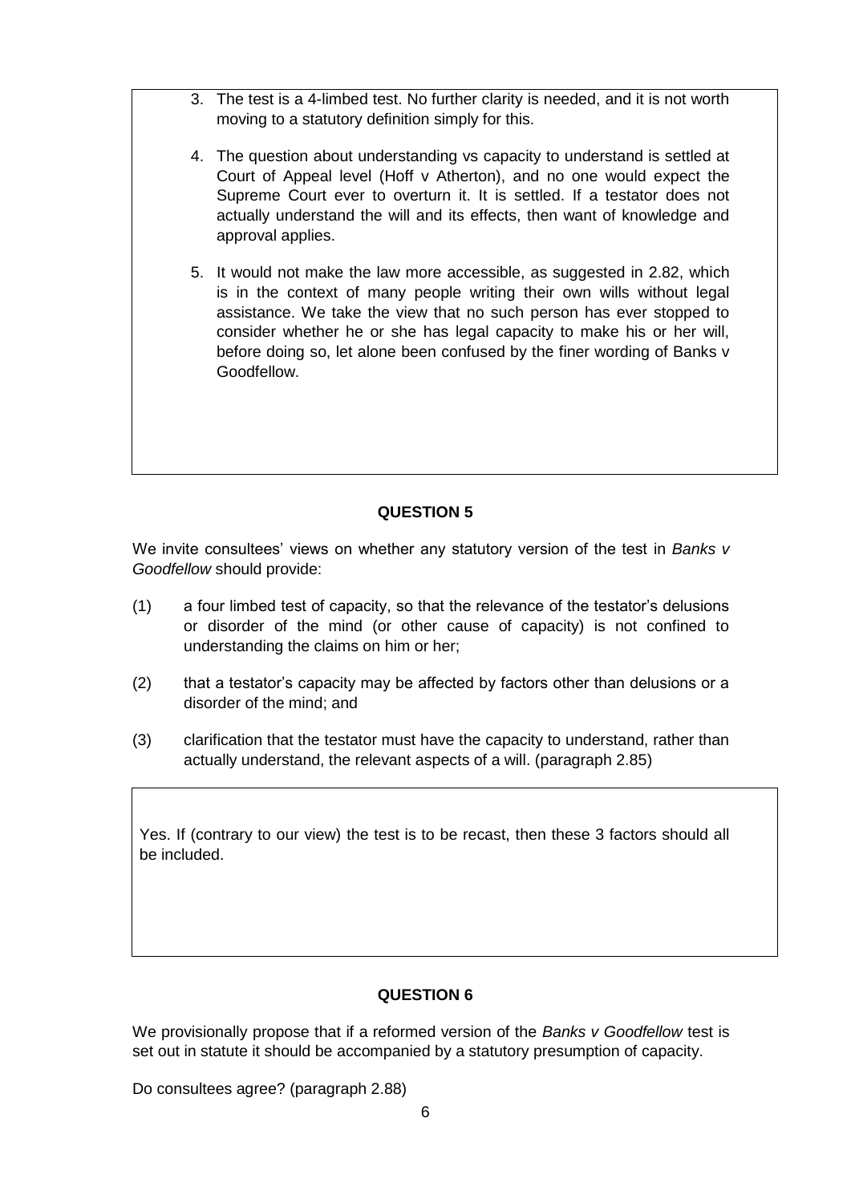3. The test is a 4-limbed test. No further clarity is needed, and it is not worth moving to a statutory definition simply for this.

4. The question about understanding vs capacity to understand is settled at Court of Appeal level (Hoff v Atherton), and no one would expect the Supreme Court ever to overturn it. It is settled. If a testator does not actually understand the will and its effects, then want of knowledge and approval applies.

5. It would not make the law more accessible, as suggested in 2.82, which is in the context of many people writing their own wills without legal assistance. We take the view that no such person has ever stopped to consider whether he or she has legal capacity to make his or her will, before doing so, let alone been confused by the finer wording of Banks v Goodfellow.

## QUESTION 5

We invite consultees' views on whether any statutory version of the test in *Banks v Goodfellow* should provide:

(1) a four limbed test of capacity, so that the relevance of the testator's delusions or disorder of the mind (or other cause of capacity) is not confined to understanding the claims on him or her;

(2) that a testator's capacity may be affected by factors other than delusions or a disorder of the mind; and

(3) clarification that the testator must have the capacity to understand, rather than actually understand, the relevant aspects of a will. (paragraph 2.85)

Yes. If (contrary to our view) the test is to be recast, then these 3 factors should all be included.

## QUESTION 6

We provisionally propose that if a reformed version of the *Banks v Goodfellow* test is set out in statute it should be accompanied by a statutory presumption of capacity.

Do consultees agree? (paragraph 2.88)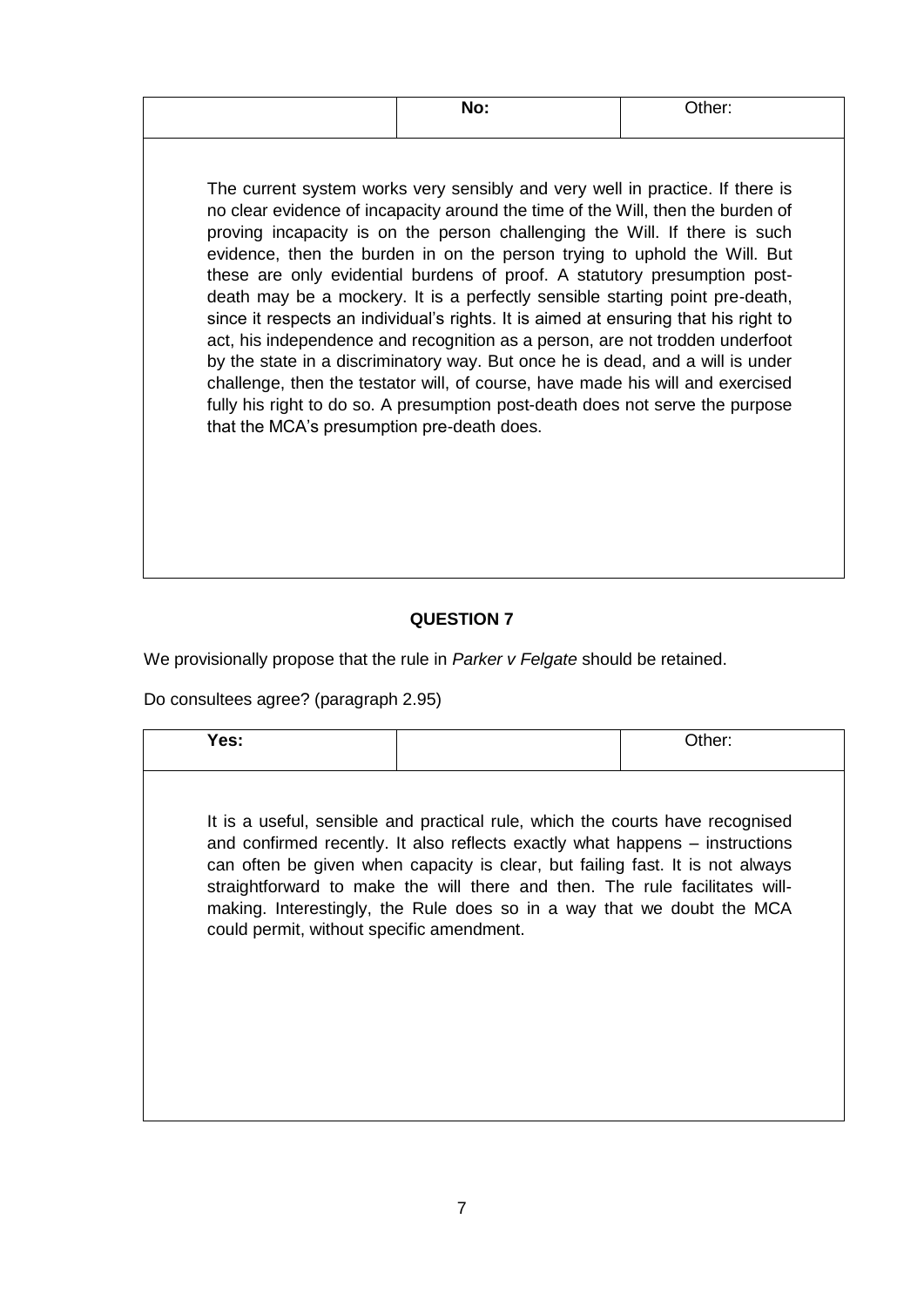| | No: | Other: |
|---|---|---|

The current system works very sensibly and very well in practice. If there is no clear evidence of incapacity around the time of the Will, then the burden of proving incapacity is on the person challenging the Will. If there is such evidence, then the burden in on the person trying to uphold the Will. But these are only evidential burdens of proof. A statutory presumption post-death may be a mockery. It is a perfectly sensible starting point pre-death, since it respects an individual's rights. It is aimed at ensuring that his right to act, his independence and recognition as a person, are not trodden underfoot by the state in a discriminatory way. But once he is dead, and a will is under challenge, then the testator will, of course, have made his will and exercised fully his right to do so. A presumption post-death does not serve the purpose that the MCA's presumption pre-death does.

## QUESTION 7

We provisionally propose that the rule in *Parker v Felgate* should be retained.

Do consultees agree? (paragraph 2.95)

| Yes: | | Other: |
|---|---|---|

It is a useful, sensible and practical rule, which the courts have recognised and confirmed recently. It also reflects exactly what happens – instructions can often be given when capacity is clear, but failing fast. It is not always straightforward to make the will there and then. The rule facilitates will-making. Interestingly, the Rule does so in a way that we doubt the MCA could permit, without specific amendment.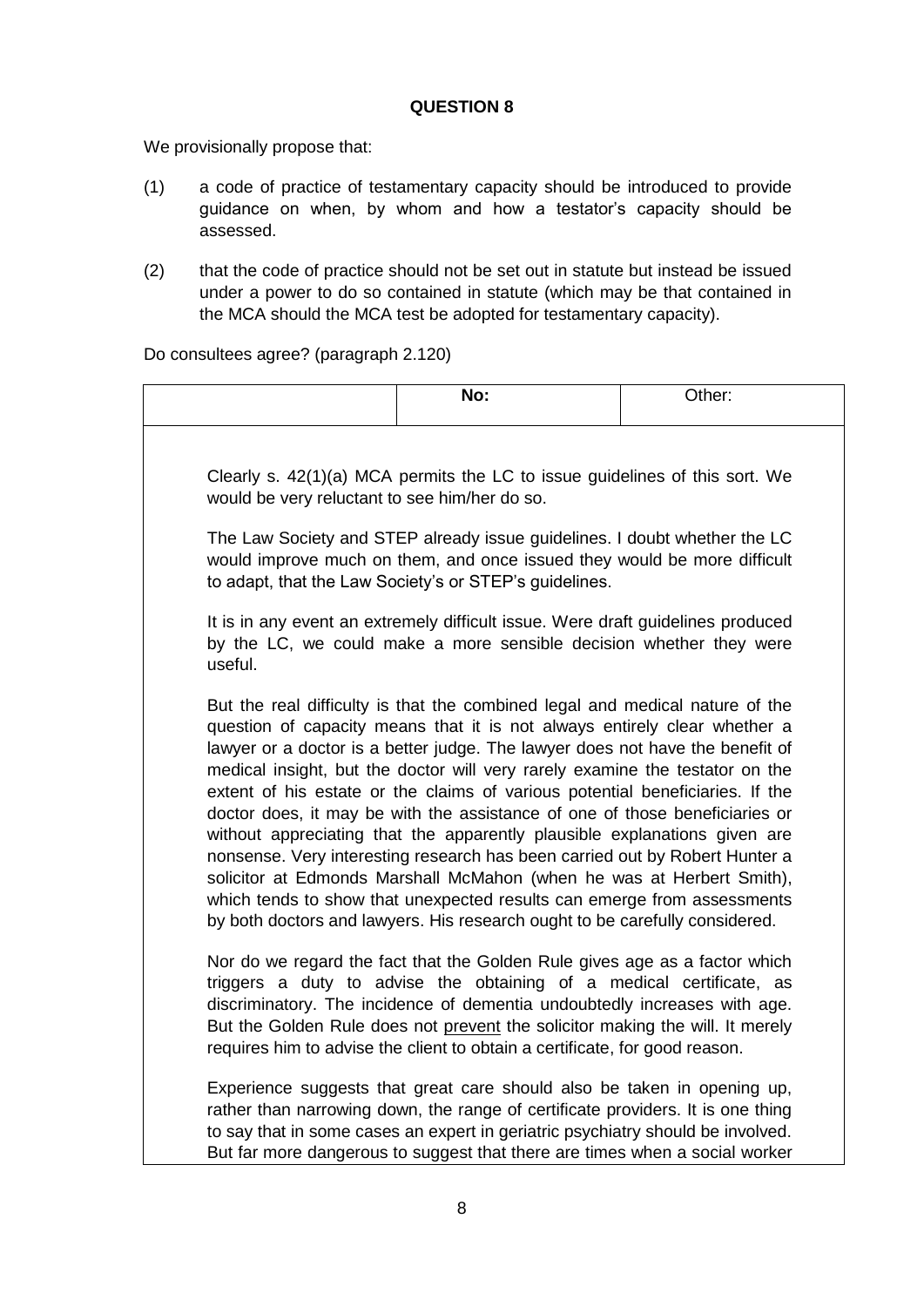**QUESTION 8**

We provisionally propose that:

(1) a code of practice of testamentary capacity should be introduced to provide guidance on when, by whom and how a testator's capacity should be assessed.

(2) that the code of practice should not be set out in statute but instead be issued under a power to do so contained in statute (which may be that contained in the MCA should the MCA test be adopted for testamentary capacity).

Do consultees agree? (paragraph 2.120)

| | **No:** | Other: |
|---|---|---|

Clearly s. 42(1)(a) MCA permits the LC to issue guidelines of this sort. We would be very reluctant to see him/her do so.

The Law Society and STEP already issue guidelines. I doubt whether the LC would improve much on them, and once issued they would be more difficult to adapt, that the Law Society's or STEP's guidelines.

It is in any event an extremely difficult issue. Were draft guidelines produced by the LC, we could make a more sensible decision whether they were useful.

But the real difficulty is that the combined legal and medical nature of the question of capacity means that it is not always entirely clear whether a lawyer or a doctor is a better judge. The lawyer does not have the benefit of medical insight, but the doctor will very rarely examine the testator on the extent of his estate or the claims of various potential beneficiaries. If the doctor does, it may be with the assistance of one of those beneficiaries or without appreciating that the apparently plausible explanations given are nonsense. Very interesting research has been carried out by Robert Hunter a solicitor at Edmonds Marshall McMahon (when he was at Herbert Smith), which tends to show that unexpected results can emerge from assessments by both doctors and lawyers. His research ought to be carefully considered.

Nor do we regard the fact that the Golden Rule gives age as a factor which triggers a duty to advise the obtaining of a medical certificate, as discriminatory. The incidence of dementia undoubtedly increases with age. But the Golden Rule does not <u>prevent</u> the solicitor making the will. It merely requires him to advise the client to obtain a certificate, for good reason.

Experience suggests that great care should also be taken in opening up, rather than narrowing down, the range of certificate providers. It is one thing to say that in some cases an expert in geriatric psychiatry should be involved. But far more dangerous to suggest that there are times when a social worker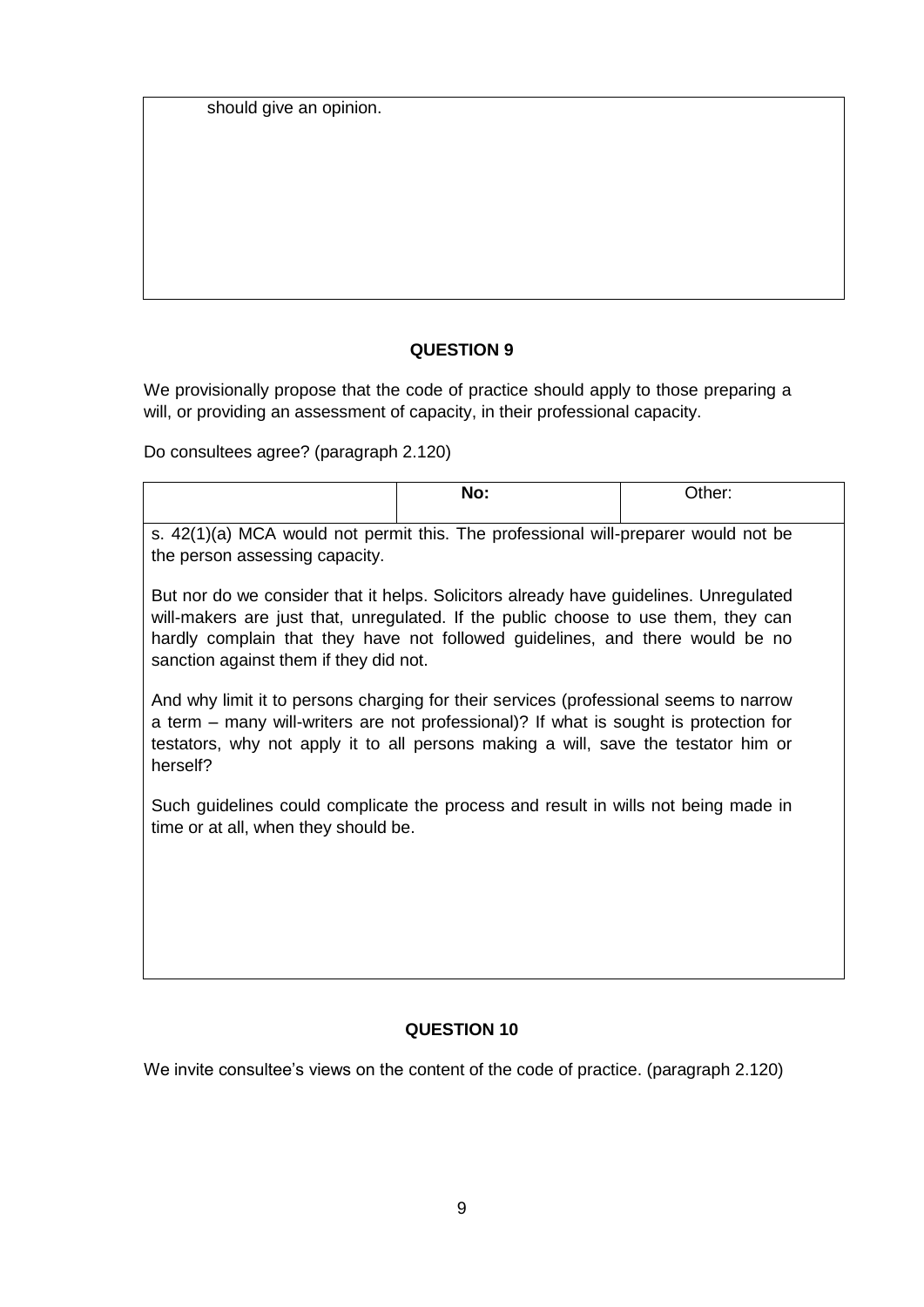should give an opinion.

**QUESTION 9**

We provisionally propose that the code of practice should apply to those preparing a will, or providing an assessment of capacity, in their professional capacity.

Do consultees agree? (paragraph 2.120)

| | **No:** | Other: |
|---|---|---|

s. 42(1)(a) MCA would not permit this. The professional will-preparer would not be the person assessing capacity.

But nor do we consider that it helps. Solicitors already have guidelines. Unregulated will-makers are just that, unregulated. If the public choose to use them, they can hardly complain that they have not followed guidelines, and there would be no sanction against them if they did not.

And why limit it to persons charging for their services (professional seems to narrow a term – many will-writers are not professional)? If what is sought is protection for testators, why not apply it to all persons making a will, save the testator him or herself?

Such guidelines could complicate the process and result in wills not being made in time or at all, when they should be.

**QUESTION 10**

We invite consultee's views on the content of the code of practice. (paragraph 2.120)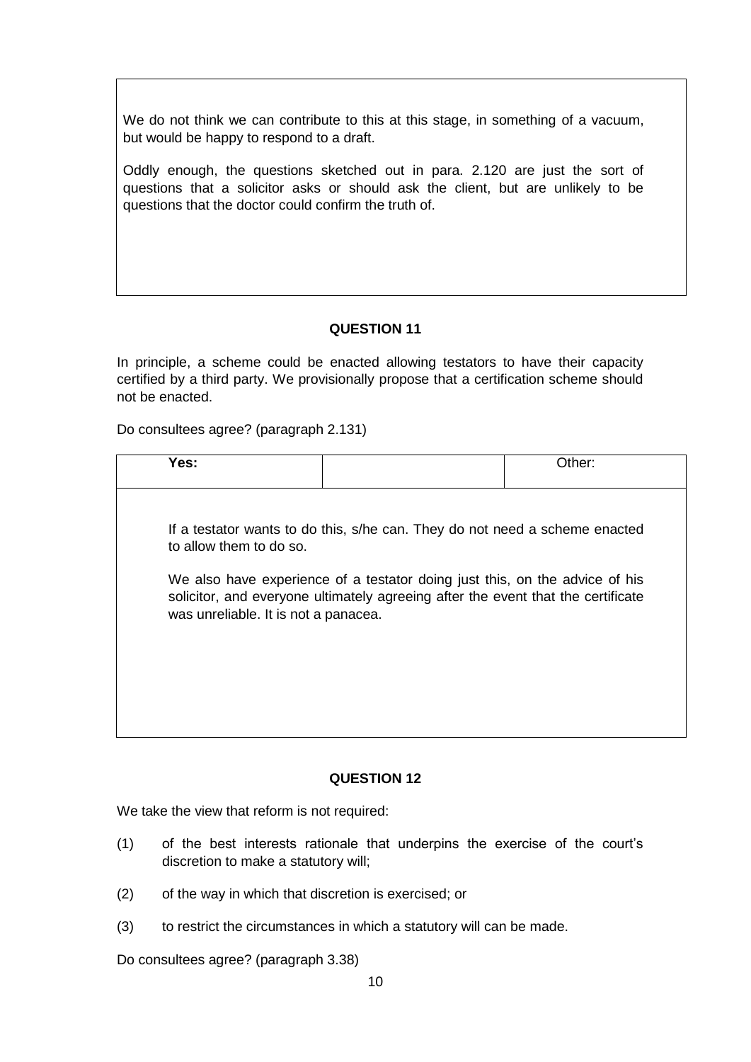We do not think we can contribute to this at this stage, in something of a vacuum, but would be happy to respond to a draft.

Oddly enough, the questions sketched out in para. 2.120 are just the sort of questions that a solicitor asks or should ask the client, but are unlikely to be questions that the doctor could confirm the truth of.

### QUESTION 11

In principle, a scheme could be enacted allowing testators to have their capacity certified by a third party. We provisionally propose that a certification scheme should not be enacted.

Do consultees agree? (paragraph 2.131)

| **Yes:** | | Other: |
|---|---|---|

If a testator wants to do this, s/he can. They do not need a scheme enacted to allow them to do so.

We also have experience of a testator doing just this, on the advice of his solicitor, and everyone ultimately agreeing after the event that the certificate was unreliable. It is not a panacea.

### QUESTION 12

We take the view that reform is not required:

(1) of the best interests rationale that underpins the exercise of the court's discretion to make a statutory will;

(2) of the way in which that discretion is exercised; or

(3) to restrict the circumstances in which a statutory will can be made.

Do consultees agree? (paragraph 3.38)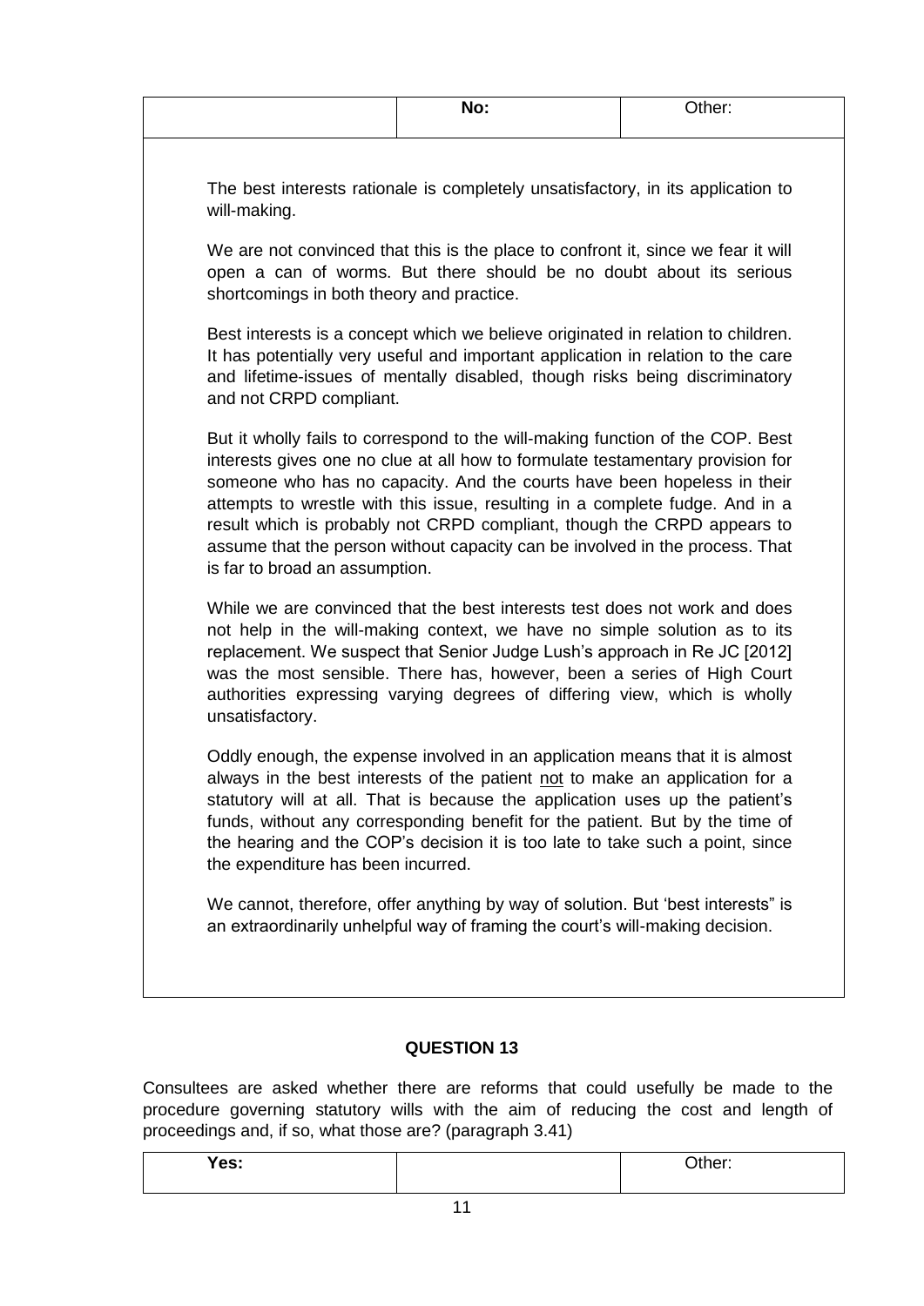| | **No:** | Other: |
|---|---|---|

The best interests rationale is completely unsatisfactory, in its application to will-making.

We are not convinced that this is the place to confront it, since we fear it will open a can of worms. But there should be no doubt about its serious shortcomings in both theory and practice.

Best interests is a concept which we believe originated in relation to children. It has potentially very useful and important application in relation to the care and lifetime-issues of mentally disabled, though risks being discriminatory and not CRPD compliant.

But it wholly fails to correspond to the will-making function of the COP. Best interests gives one no clue at all how to formulate testamentary provision for someone who has no capacity. And the courts have been hopeless in their attempts to wrestle with this issue, resulting in a complete fudge. And in a result which is probably not CRPD compliant, though the CRPD appears to assume that the person without capacity can be involved in the process. That is far to broad an assumption.

While we are convinced that the best interests test does not work and does not help in the will-making context, we have no simple solution as to its replacement. We suspect that Senior Judge Lush's approach in Re JC [2012] was the most sensible. There has, however, been a series of High Court authorities expressing varying degrees of differing view, which is wholly unsatisfactory.

Oddly enough, the expense involved in an application means that it is almost always in the best interests of the patient <u>not</u> to make an application for a statutory will at all. That is because the application uses up the patient's funds, without any corresponding benefit for the patient. But by the time of the hearing and the COP's decision it is too late to take such a point, since the expenditure has been incurred.

We cannot, therefore, offer anything by way of solution. But 'best interests" is an extraordinarily unhelpful way of framing the court's will-making decision.

## QUESTION 13

Consultees are asked whether there are reforms that could usefully be made to the procedure governing statutory wills with the aim of reducing the cost and length of proceedings and, if so, what those are? (paragraph 3.41)

| **Yes:** | | Other: |
|---|---|---|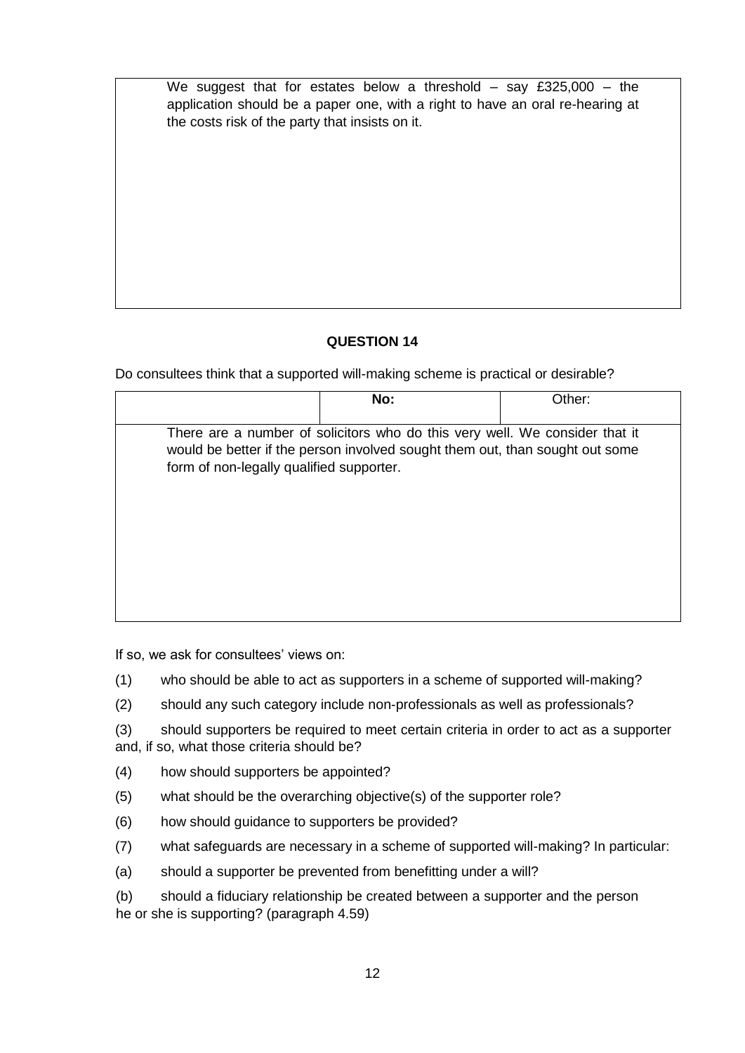We suggest that for estates below a threshold – say £325,000 – the application should be a paper one, with a right to have an oral re-hearing at the costs risk of the party that insists on it.

**QUESTION 14**

Do consultees think that a supported will-making scheme is practical or desirable?

| | No: | Other: |
|---|---|---|
| There are a number of solicitors who do this very well. We consider that it would be better if the person involved sought them out, than sought out some form of non-legally qualified supporter. | | |

If so, we ask for consultees' views on:

(1) who should be able to act as supporters in a scheme of supported will-making?

(2) should any such category include non-professionals as well as professionals?

(3) should supporters be required to meet certain criteria in order to act as a supporter and, if so, what those criteria should be?

(4) how should supporters be appointed?

(5) what should be the overarching objective(s) of the supporter role?

(6) how should guidance to supporters be provided?

(7) what safeguards are necessary in a scheme of supported will-making? In particular:

(a) should a supporter be prevented from benefitting under a will?

(b) should a fiduciary relationship be created between a supporter and the person he or she is supporting? (paragraph 4.59)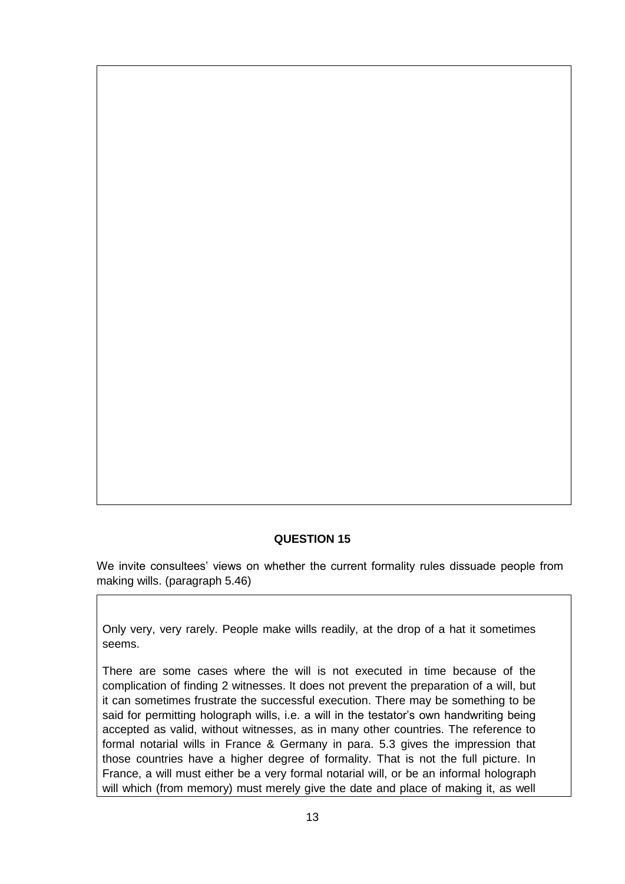**QUESTION 15**

We invite consultees' views on whether the current formality rules dissuade people from making wills. (paragraph 5.46)

Only very, very rarely. People make wills readily, at the drop of a hat it sometimes seems.

There are some cases where the will is not executed in time because of the complication of finding 2 witnesses. It does not prevent the preparation of a will, but it can sometimes frustrate the successful execution. There may be something to be said for permitting holograph wills, i.e. a will in the testator's own handwriting being accepted as valid, without witnesses, as in many other countries. The reference to formal notarial wills in France & Germany in para. 5.3 gives the impression that those countries have a higher degree of formality. That is not the full picture. In France, a will must either be a very formal notarial will, or be an informal holograph will which (from memory) must merely give the date and place of making it, as well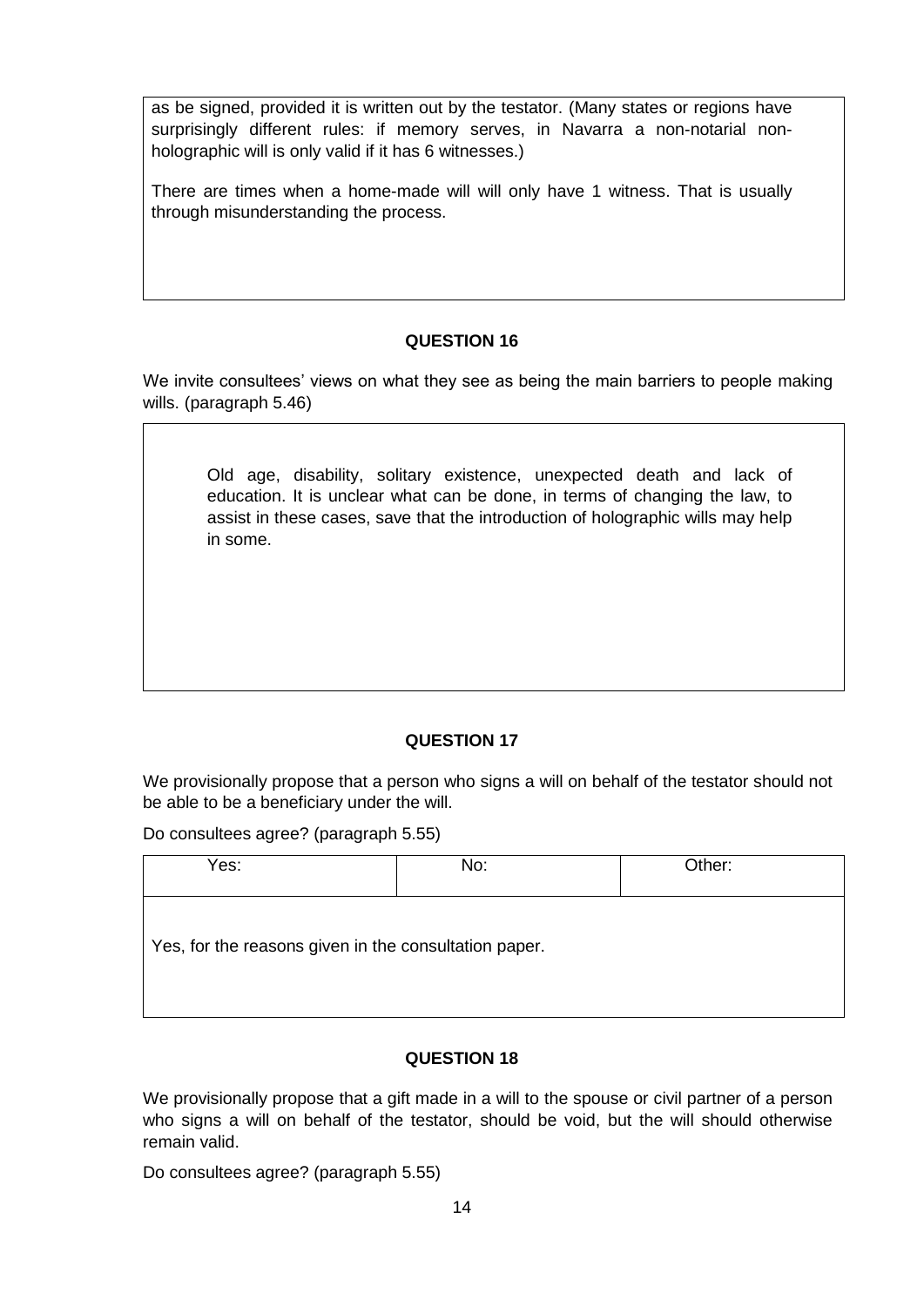as be signed, provided it is written out by the testator. (Many states or regions have surprisingly different rules: if memory serves, in Navarra a non-notarial non-holographic will is only valid if it has 6 witnesses.)

There are times when a home-made will will only have 1 witness. That is usually through misunderstanding the process.

## QUESTION 16

We invite consultees' views on what they see as being the main barriers to people making wills. (paragraph 5.46)

> Old age, disability, solitary existence, unexpected death and lack of education. It is unclear what can be done, in terms of changing the law, to assist in these cases, save that the introduction of holographic wills may help in some.

## QUESTION 17

We provisionally propose that a person who signs a will on behalf of the testator should not be able to be a beneficiary under the will.

Do consultees agree? (paragraph 5.55)

| Yes: | No: | Other: |
|---|---|---|

Yes, for the reasons given in the consultation paper.

## QUESTION 18

We provisionally propose that a gift made in a will to the spouse or civil partner of a person who signs a will on behalf of the testator, should be void, but the will should otherwise remain valid.

Do consultees agree? (paragraph 5.55)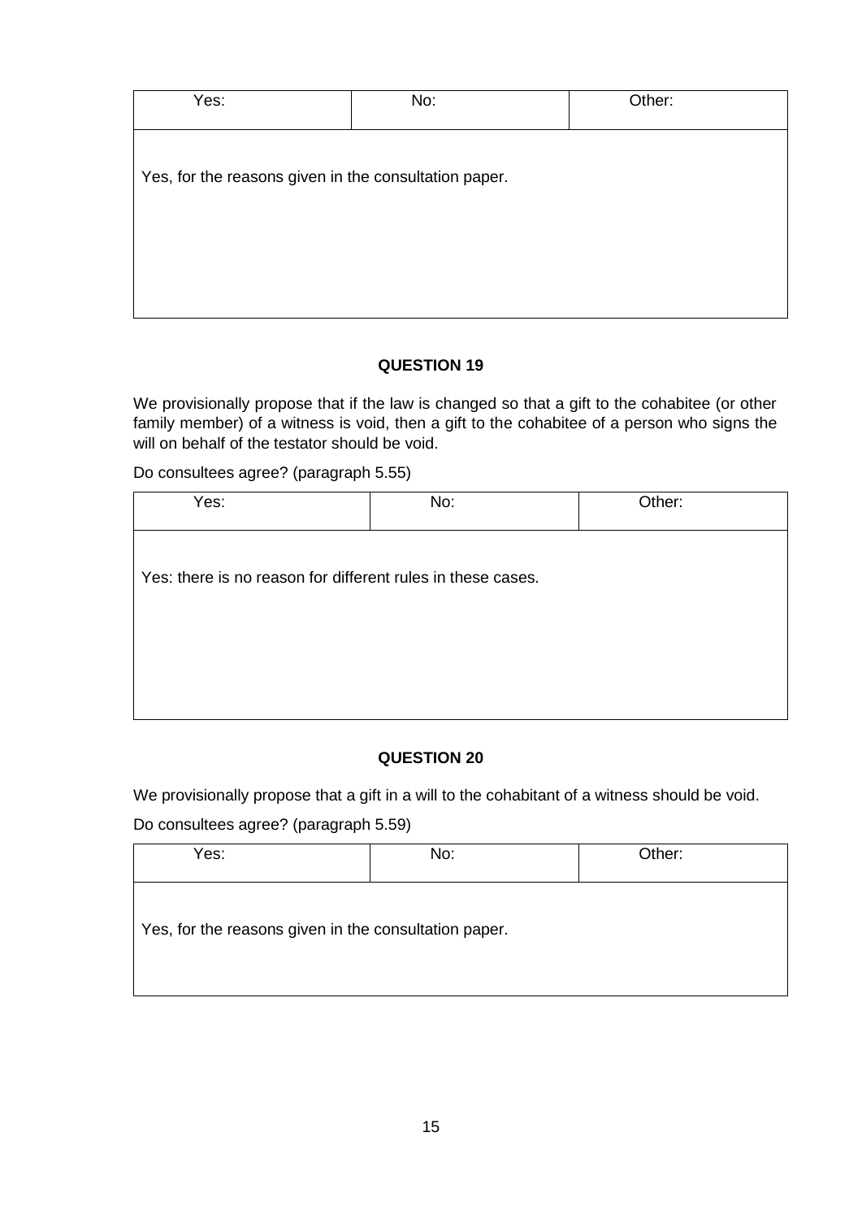| Yes: | No: | Other: |
|---|---|---|
| Yes, for the reasons given in the consultation paper. | | |

### QUESTION 19

We provisionally propose that if the law is changed so that a gift to the cohabitee (or other family member) of a witness is void, then a gift to the cohabitee of a person who signs the will on behalf of the testator should be void.

Do consultees agree? (paragraph 5.55)

| Yes: | No: | Other: |
|---|---|---|
| Yes: there is no reason for different rules in these cases. | | |

### QUESTION 20

We provisionally propose that a gift in a will to the cohabitant of a witness should be void.

Do consultees agree? (paragraph 5.59)

| Yes: | No: | Other: |
|---|---|---|
| Yes, for the reasons given in the consultation paper. | | |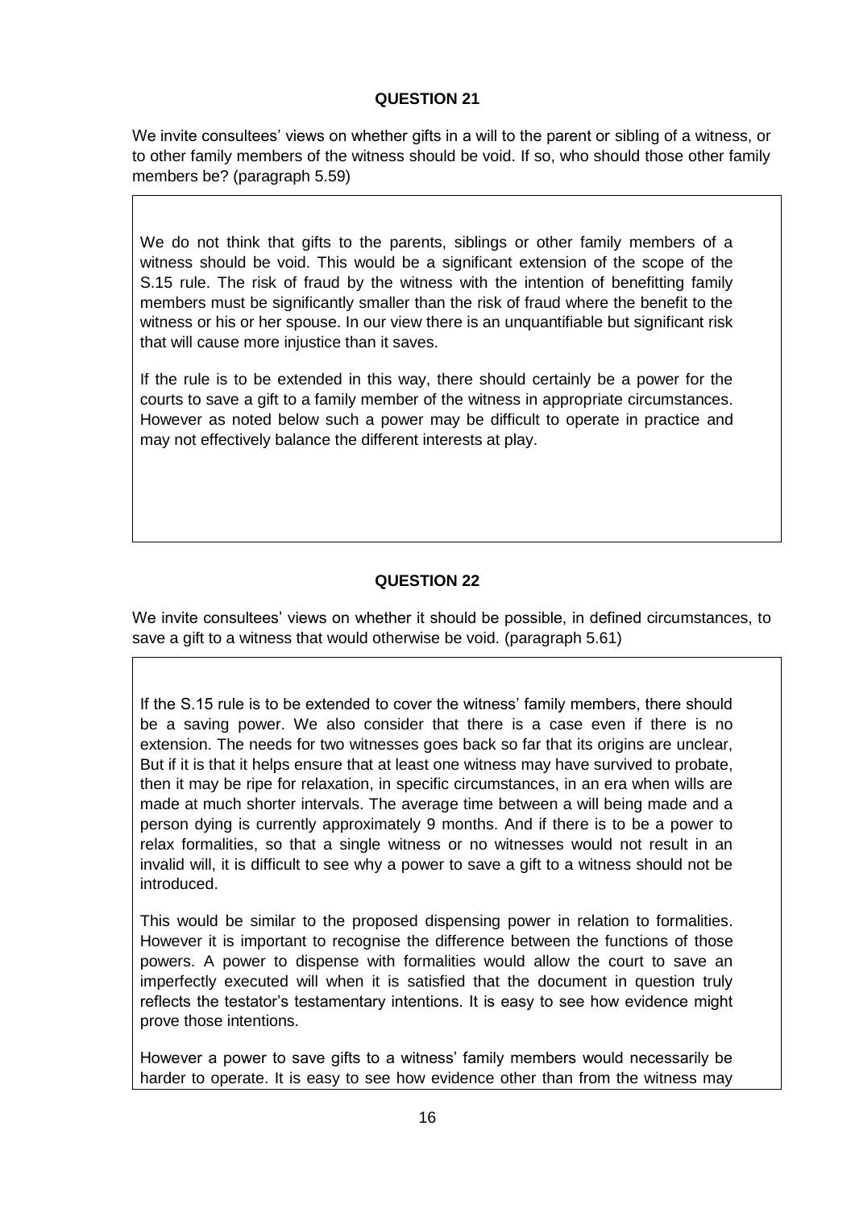## QUESTION 21

We invite consultees' views on whether gifts in a will to the parent or sibling of a witness, or to other family members of the witness should be void. If so, who should those other family members be? (paragraph 5.59)

We do not think that gifts to the parents, siblings or other family members of a witness should be void. This would be a significant extension of the scope of the S.15 rule. The risk of fraud by the witness with the intention of benefitting family members must be significantly smaller than the risk of fraud where the benefit to the witness or his or her spouse. In our view there is an unquantifiable but significant risk that will cause more injustice than it saves.

If the rule is to be extended in this way, there should certainly be a power for the courts to save a gift to a family member of the witness in appropriate circumstances. However as noted below such a power may be difficult to operate in practice and may not effectively balance the different interests at play.

## QUESTION 22

We invite consultees' views on whether it should be possible, in defined circumstances, to save a gift to a witness that would otherwise be void. (paragraph 5.61)

If the S.15 rule is to be extended to cover the witness' family members, there should be a saving power. We also consider that there is a case even if there is no extension. The needs for two witnesses goes back so far that its origins are unclear, But if it is that it helps ensure that at least one witness may have survived to probate, then it may be ripe for relaxation, in specific circumstances, in an era when wills are made at much shorter intervals. The average time between a will being made and a person dying is currently approximately 9 months. And if there is to be a power to relax formalities, so that a single witness or no witnesses would not result in an invalid will, it is difficult to see why a power to save a gift to a witness should not be introduced.

This would be similar to the proposed dispensing power in relation to formalities. However it is important to recognise the difference between the functions of those powers. A power to dispense with formalities would allow the court to save an imperfectly executed will when it is satisfied that the document in question truly reflects the testator's testamentary intentions. It is easy to see how evidence might prove those intentions.

However a power to save gifts to a witness' family members would necessarily be harder to operate. It is easy to see how evidence other than from the witness may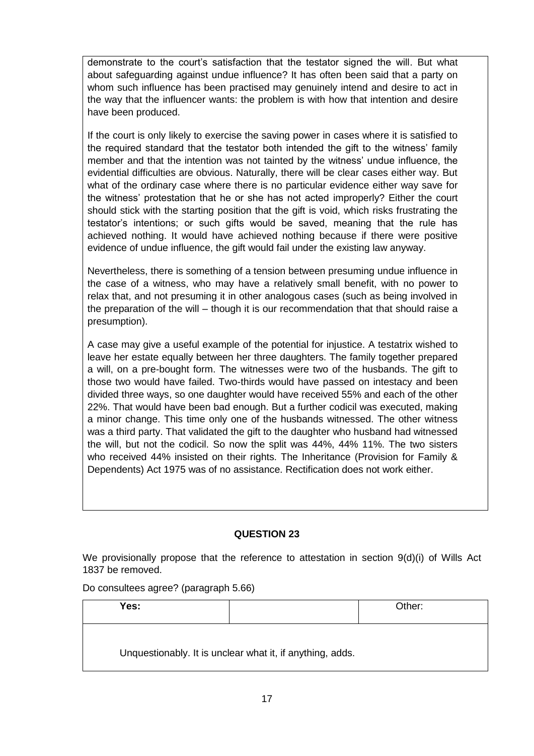demonstrate to the court's satisfaction that the testator signed the will. But what about safeguarding against undue influence? It has often been said that a party on whom such influence has been practised may genuinely intend and desire to act in the way that the influencer wants: the problem is with how that intention and desire have been produced.

If the court is only likely to exercise the saving power in cases where it is satisfied to the required standard that the testator both intended the gift to the witness' family member and that the intention was not tainted by the witness' undue influence, the evidential difficulties are obvious. Naturally, there will be clear cases either way. But what of the ordinary case where there is no particular evidence either way save for the witness' protestation that he or she has not acted improperly? Either the court should stick with the starting position that the gift is void, which risks frustrating the testator's intentions; or such gifts would be saved, meaning that the rule has achieved nothing. It would have achieved nothing because if there were positive evidence of undue influence, the gift would fail under the existing law anyway.

Nevertheless, there is something of a tension between presuming undue influence in the case of a witness, who may have a relatively small benefit, with no power to relax that, and not presuming it in other analogous cases (such as being involved in the preparation of the will – though it is our recommendation that that should raise a presumption).

A case may give a useful example of the potential for injustice. A testatrix wished to leave her estate equally between her three daughters. The family together prepared a will, on a pre-bought form. The witnesses were two of the husbands. The gift to those two would have failed. Two-thirds would have passed on intestacy and been divided three ways, so one daughter would have received 55% and each of the other 22%. That would have been bad enough. But a further codicil was executed, making a minor change. This time only one of the husbands witnessed. The other witness was a third party. That validated the gift to the daughter who husband had witnessed the will, but not the codicil. So now the split was 44%, 44% 11%. The two sisters who received 44% insisted on their rights. The Inheritance (Provision for Family & Dependents) Act 1975 was of no assistance. Rectification does not work either.

**QUESTION 23**

We provisionally propose that the reference to attestation in section 9(d)(i) of Wills Act 1837 be removed.

Do consultees agree? (paragraph 5.66)

| Yes: | | Other: |
|---|---|---|
| Unquestionably. It is unclear what it, if anything, adds. | | |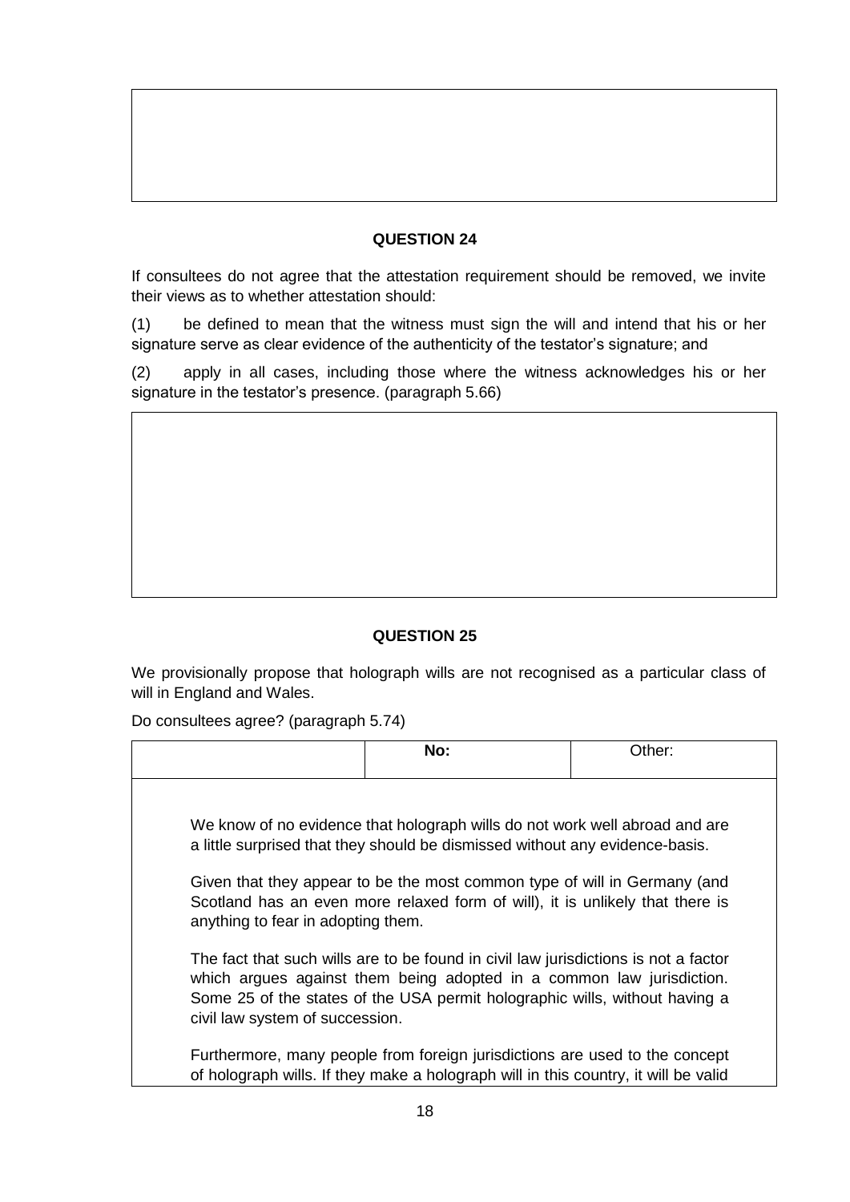## QUESTION 24

If consultees do not agree that the attestation requirement should be removed, we invite their views as to whether attestation should:

(1) be defined to mean that the witness must sign the will and intend that his or her signature serve as clear evidence of the authenticity of the testator's signature; and

(2) apply in all cases, including those where the witness acknowledges his or her signature in the testator's presence. (paragraph 5.66)

## QUESTION 25

We provisionally propose that holograph wills are not recognised as a particular class of will in England and Wales.

Do consultees agree? (paragraph 5.74)

| | No: | Other: |
|---|---|---|

We know of no evidence that holograph wills do not work well abroad and are a little surprised that they should be dismissed without any evidence-basis.

Given that they appear to be the most common type of will in Germany (and Scotland has an even more relaxed form of will), it is unlikely that there is anything to fear in adopting them.

The fact that such wills are to be found in civil law jurisdictions is not a factor which argues against them being adopted in a common law jurisdiction. Some 25 of the states of the USA permit holographic wills, without having a civil law system of succession.

Furthermore, many people from foreign jurisdictions are used to the concept of holograph wills. If they make a holograph will in this country, it will be valid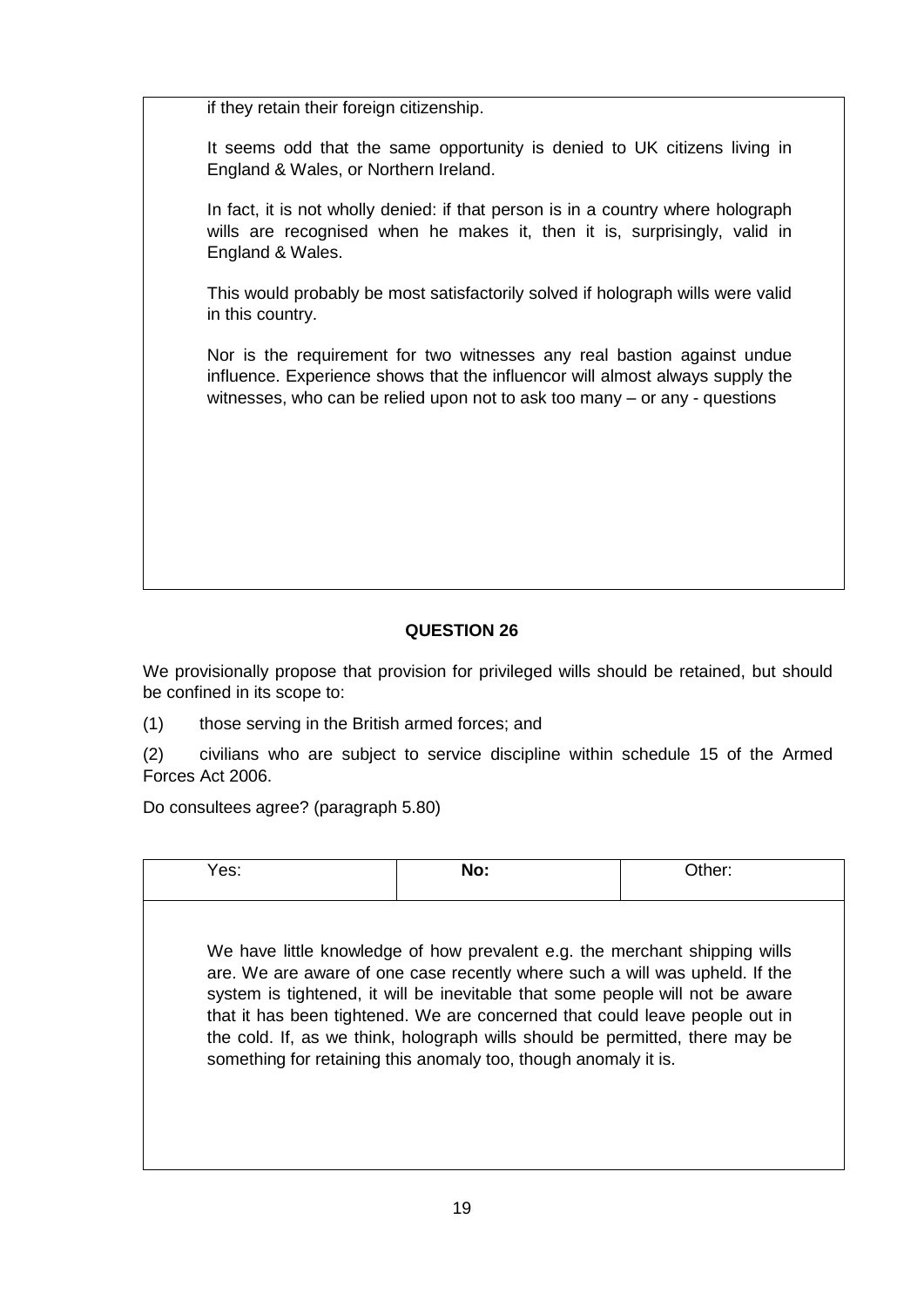if they retain their foreign citizenship.

It seems odd that the same opportunity is denied to UK citizens living in England & Wales, or Northern Ireland.

In fact, it is not wholly denied: if that person is in a country where holograph wills are recognised when he makes it, then it is, surprisingly, valid in England & Wales.

This would probably be most satisfactorily solved if holograph wills were valid in this country.

Nor is the requirement for two witnesses any real bastion against undue influence. Experience shows that the influencor will almost always supply the witnesses, who can be relied upon not to ask too many – or any - questions

**QUESTION 26**

We provisionally propose that provision for privileged wills should be retained, but should be confined in its scope to:

(1) those serving in the British armed forces; and

(2) civilians who are subject to service discipline within schedule 15 of the Armed Forces Act 2006.

Do consultees agree? (paragraph 5.80)

| Yes: | **No:** | Other: |
|---|---|---|

We have little knowledge of how prevalent e.g. the merchant shipping wills are. We are aware of one case recently where such a will was upheld. If the system is tightened, it will be inevitable that some people will not be aware that it has been tightened. We are concerned that could leave people out in the cold. If, as we think, holograph wills should be permitted, there may be something for retaining this anomaly too, though anomaly it is.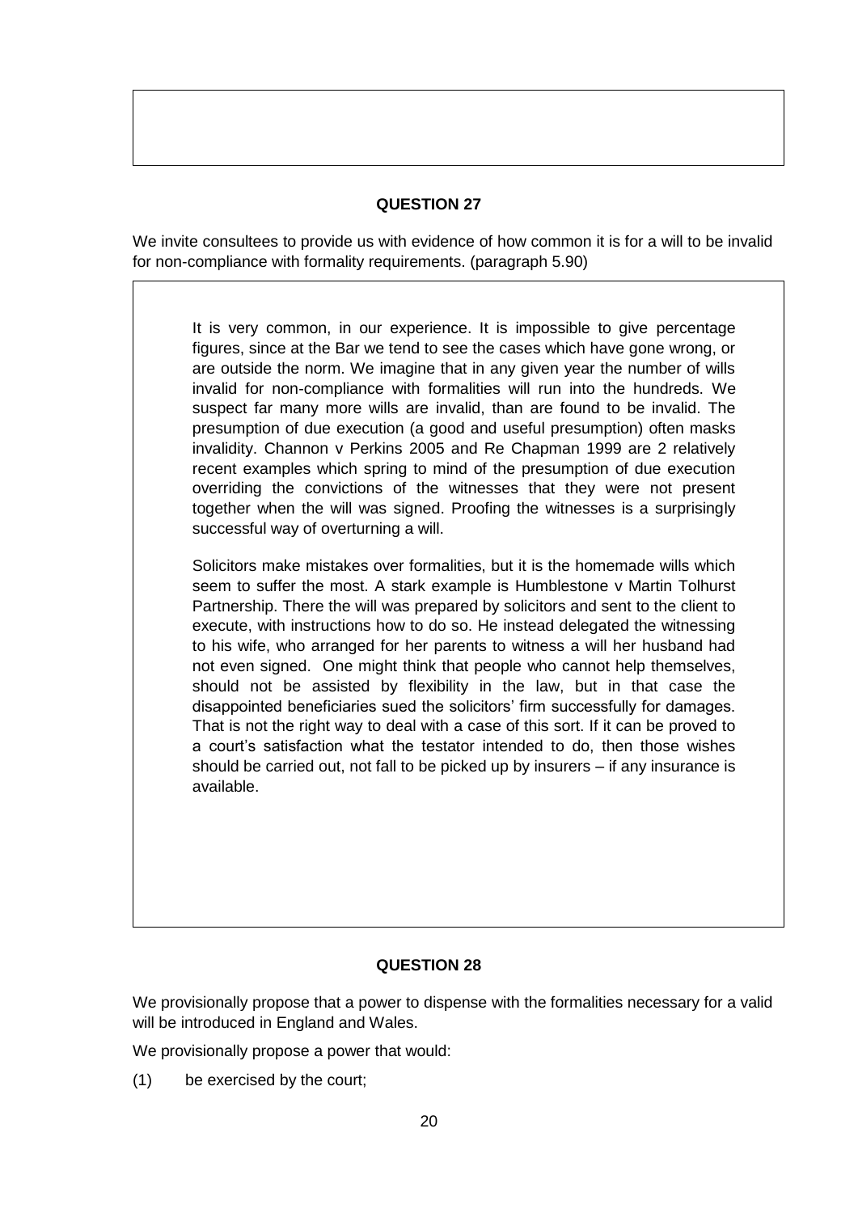## QUESTION 27

We invite consultees to provide us with evidence of how common it is for a will to be invalid for non-compliance with formality requirements. (paragraph 5.90)

> It is very common, in our experience. It is impossible to give percentage figures, since at the Bar we tend to see the cases which have gone wrong, or are outside the norm. We imagine that in any given year the number of wills invalid for non-compliance with formalities will run into the hundreds. We suspect far many more wills are invalid, than are found to be invalid. The presumption of due execution (a good and useful presumption) often masks invalidity. Channon v Perkins 2005 and Re Chapman 1999 are 2 relatively recent examples which spring to mind of the presumption of due execution overriding the convictions of the witnesses that they were not present together when the will was signed. Proofing the witnesses is a surprisingly successful way of overturning a will.
>
> Solicitors make mistakes over formalities, but it is the homemade wills which seem to suffer the most. A stark example is Humblestone v Martin Tolhurst Partnership. There the will was prepared by solicitors and sent to the client to execute, with instructions how to do so. He instead delegated the witnessing to his wife, who arranged for her parents to witness a will her husband had not even signed. One might think that people who cannot help themselves, should not be assisted by flexibility in the law, but in that case the disappointed beneficiaries sued the solicitors' firm successfully for damages. That is not the right way to deal with a case of this sort. If it can be proved to a court's satisfaction what the testator intended to do, then those wishes should be carried out, not fall to be picked up by insurers – if any insurance is available.

## QUESTION 28

We provisionally propose that a power to dispense with the formalities necessary for a valid will be introduced in England and Wales.

We provisionally propose a power that would:

(1) be exercised by the court;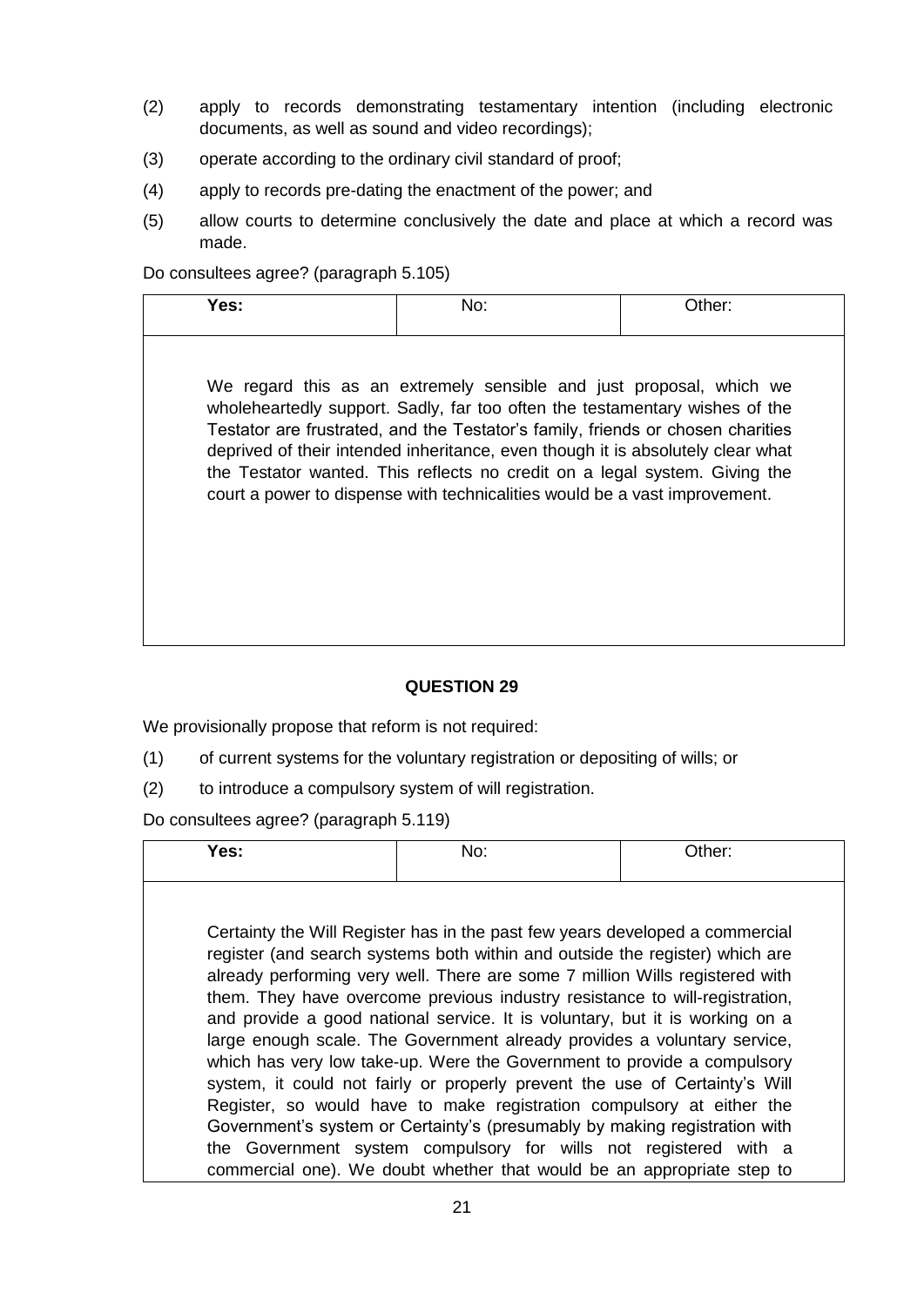(2) apply to records demonstrating testamentary intention (including electronic documents, as well as sound and video recordings);

(3) operate according to the ordinary civil standard of proof;

(4) apply to records pre-dating the enactment of the power; and

(5) allow courts to determine conclusively the date and place at which a record was made.

Do consultees agree? (paragraph 5.105)

| **Yes:** | No: | Other: |
|---|---|---|
| We regard this as an extremely sensible and just proposal, which we wholeheartedly support. Sadly, far too often the testamentary wishes of the Testator are frustrated, and the Testator's family, friends or chosen charities deprived of their intended inheritance, even though it is absolutely clear what the Testator wanted. This reflects no credit on a legal system. Giving the court a power to dispense with technicalities would be a vast improvement. | | |

**QUESTION 29**

We provisionally propose that reform is not required:

(1) of current systems for the voluntary registration or depositing of wills; or

(2) to introduce a compulsory system of will registration.

Do consultees agree? (paragraph 5.119)

| **Yes:** | No: | Other: |
|---|---|---|
| Certainty the Will Register has in the past few years developed a commercial register (and search systems both within and outside the register) which are already performing very well. There are some 7 million Wills registered with them. They have overcome previous industry resistance to will-registration, and provide a good national service. It is voluntary, but it is working on a large enough scale. The Government already provides a voluntary service, which has very low take-up. Were the Government to provide a compulsory system, it could not fairly or properly prevent the use of Certainty's Will Register, so would have to make registration compulsory at either the Government's system or Certainty's (presumably by making registration with the Government system compulsory for wills not registered with a commercial one). We doubt whether that would be an appropriate step to | | |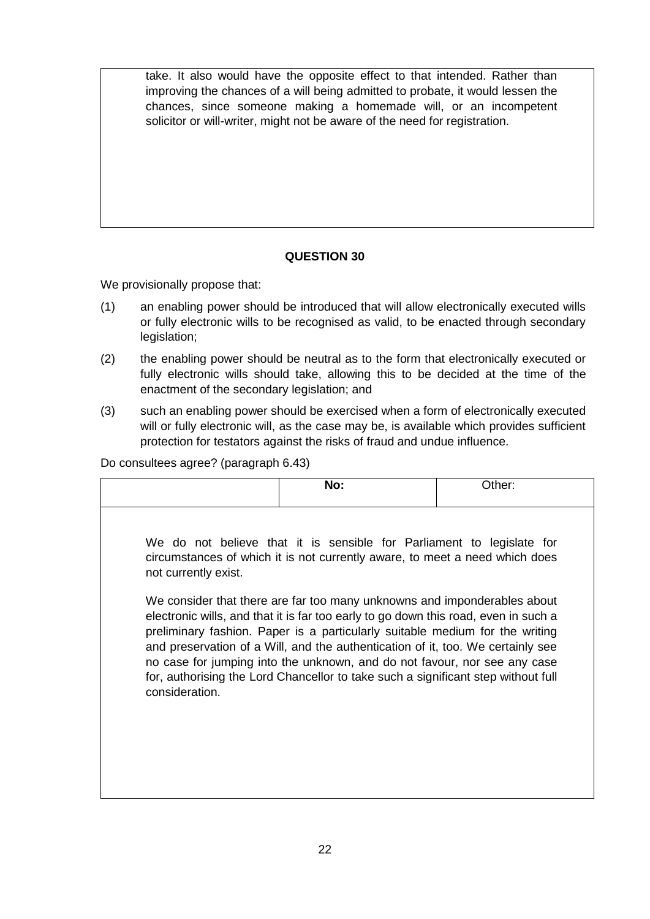take. It also would have the opposite effect to that intended. Rather than improving the chances of a will being admitted to probate, it would lessen the chances, since someone making a homemade will, or an incompetent solicitor or will-writer, might not be aware of the need for registration.

**QUESTION 30**

We provisionally propose that:

(1) an enabling power should be introduced that will allow electronically executed wills or fully electronic wills to be recognised as valid, to be enacted through secondary legislation;

(2) the enabling power should be neutral as to the form that electronically executed or fully electronic wills should take, allowing this to be decided at the time of the enactment of the secondary legislation; and

(3) such an enabling power should be exercised when a form of electronically executed will or fully electronic will, as the case may be, is available which provides sufficient protection for testators against the risks of fraud and undue influence.

Do consultees agree? (paragraph 6.43)

| | **No:** | Other: |
|---|---|---|

We do not believe that it is sensible for Parliament to legislate for circumstances of which it is not currently aware, to meet a need which does not currently exist.

We consider that there are far too many unknowns and imponderables about electronic wills, and that it is far too early to go down this road, even in such a preliminary fashion. Paper is a particularly suitable medium for the writing and preservation of a Will, and the authentication of it, too. We certainly see no case for jumping into the unknown, and do not favour, nor see any case for, authorising the Lord Chancellor to take such a significant step without full consideration.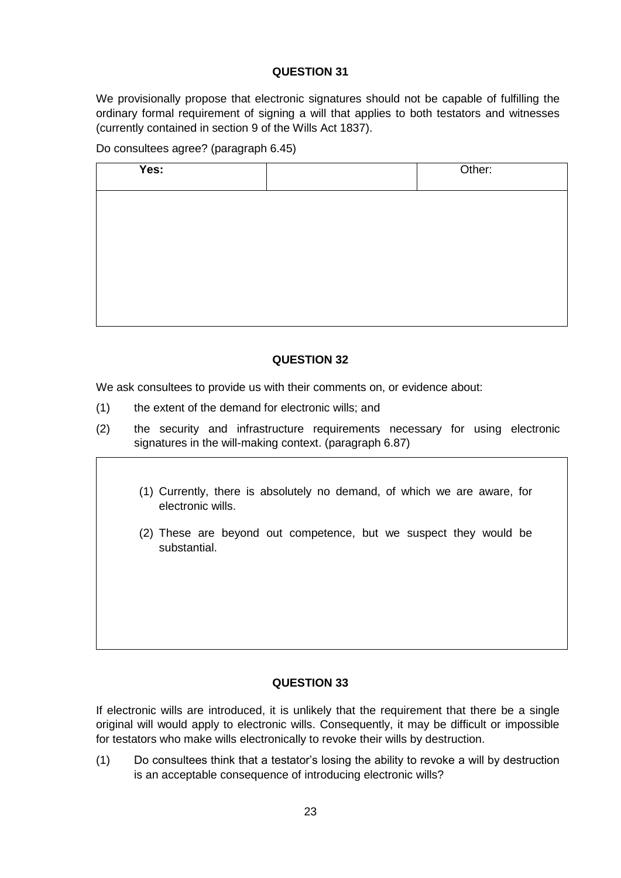**QUESTION 31**

We provisionally propose that electronic signatures should not be capable of fulfilling the ordinary formal requirement of signing a will that applies to both testators and witnesses (currently contained in section 9 of the Wills Act 1837).

Do consultees agree? (paragraph 6.45)

| Yes: | | Other: |
|---|---|---|
| | | |

**QUESTION 32**

We ask consultees to provide us with their comments on, or evidence about:

(1) the extent of the demand for electronic wills; and

(2) the security and infrastructure requirements necessary for using electronic signatures in the will-making context. (paragraph 6.87)

> (1) Currently, there is absolutely no demand, of which we are aware, for electronic wills.
>
> (2) These are beyond out competence, but we suspect they would be substantial.

**QUESTION 33**

If electronic wills are introduced, it is unlikely that the requirement that there be a single original will would apply to electronic wills. Consequently, it may be difficult or impossible for testators who make wills electronically to revoke their wills by destruction.

(1) Do consultees think that a testator's losing the ability to revoke a will by destruction is an acceptable consequence of introducing electronic wills?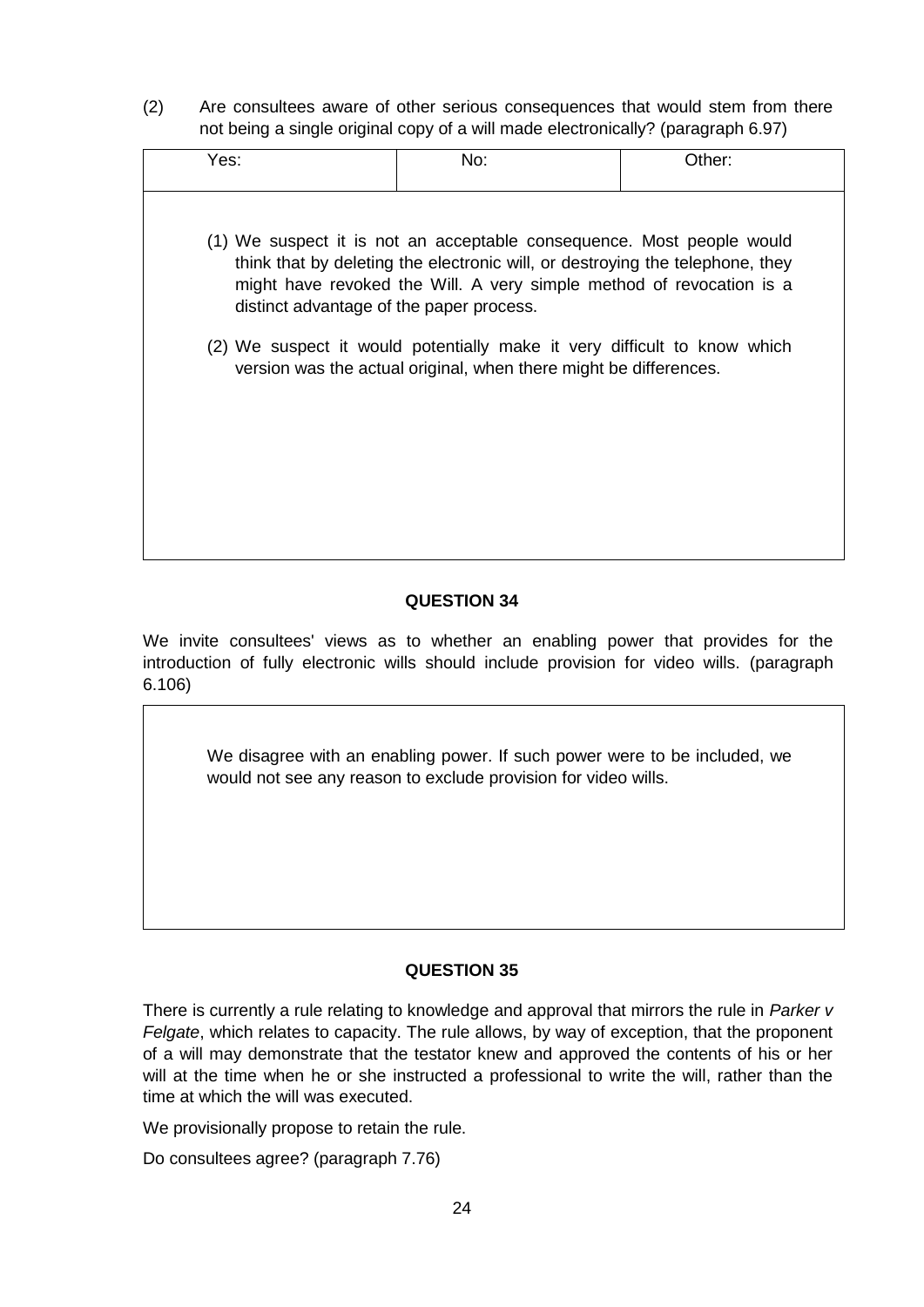(2) Are consultees aware of other serious consequences that would stem from there not being a single original copy of a will made electronically? (paragraph 6.97)

| Yes: | No: | Other: |
|---|---|---|

(1) We suspect it is not an acceptable consequence. Most people would think that by deleting the electronic will, or destroying the telephone, they might have revoked the Will. A very simple method of revocation is a distinct advantage of the paper process.

(2) We suspect it would potentially make it very difficult to know which version was the actual original, when there might be differences.

## QUESTION 34

We invite consultees' views as to whether an enabling power that provides for the introduction of fully electronic wills should include provision for video wills. (paragraph 6.106)

We disagree with an enabling power. If such power were to be included, we would not see any reason to exclude provision for video wills.

## QUESTION 35

There is currently a rule relating to knowledge and approval that mirrors the rule in *Parker v Felgate*, which relates to capacity. The rule allows, by way of exception, that the proponent of a will may demonstrate that the testator knew and approved the contents of his or her will at the time when he or she instructed a professional to write the will, rather than the time at which the will was executed.

We provisionally propose to retain the rule.

Do consultees agree? (paragraph 7.76)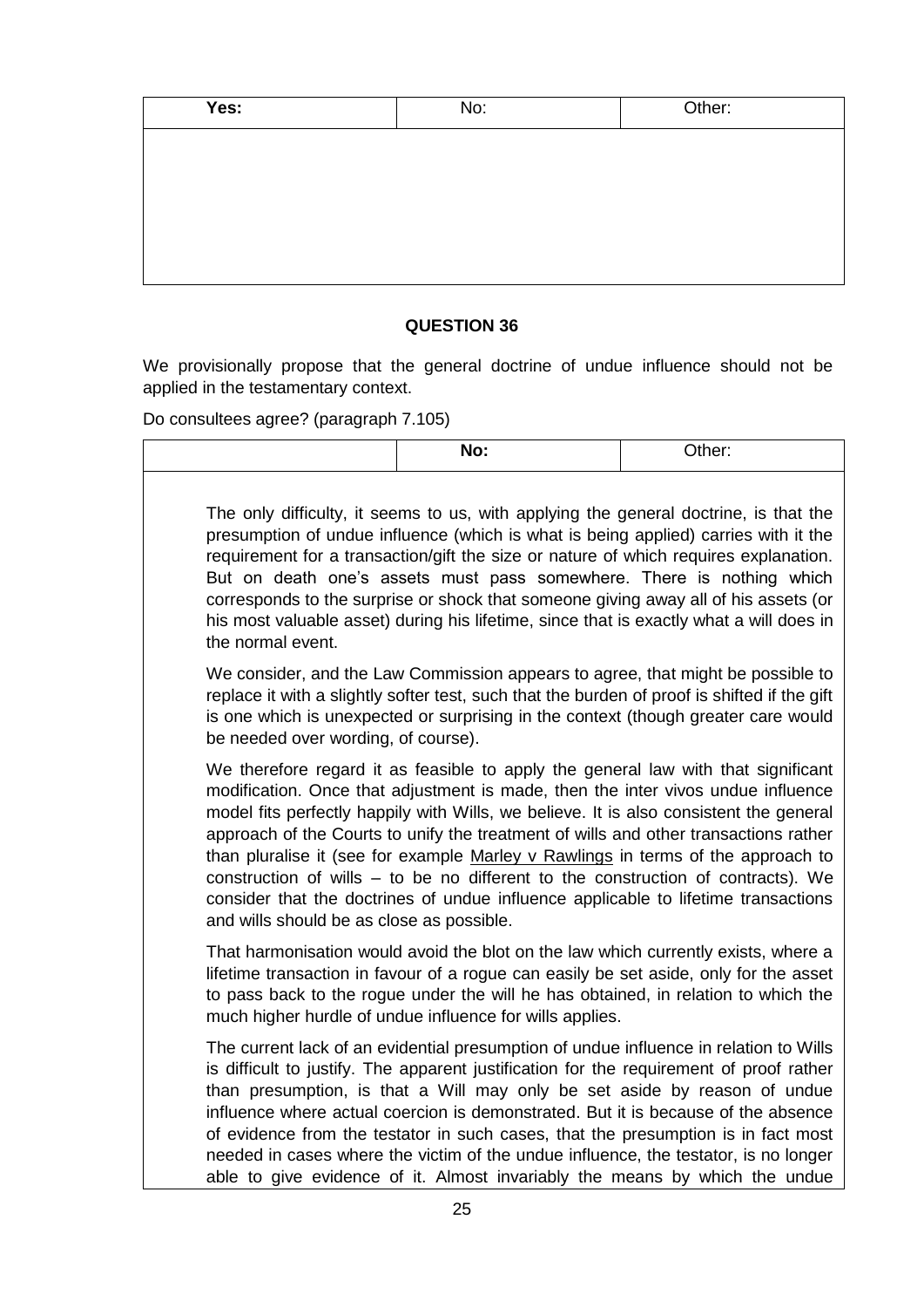| **Yes:** | No: | Other: |
|---|---|---|
| | | |

**QUESTION 36**

We provisionally propose that the general doctrine of undue influence should not be applied in the testamentary context.

Do consultees agree? (paragraph 7.105)

| | **No:** | Other: |
|---|---|---|

The only difficulty, it seems to us, with applying the general doctrine, is that the presumption of undue influence (which is what is being applied) carries with it the requirement for a transaction/gift the size or nature of which requires explanation. But on death one's assets must pass somewhere. There is nothing which corresponds to the surprise or shock that someone giving away all of his assets (or his most valuable asset) during his lifetime, since that is exactly what a will does in the normal event.

We consider, and the Law Commission appears to agree, that might be possible to replace it with a slightly softer test, such that the burden of proof is shifted if the gift is one which is unexpected or surprising in the context (though greater care would be needed over wording, of course).

We therefore regard it as feasible to apply the general law with that significant modification. Once that adjustment is made, then the inter vivos undue influence model fits perfectly happily with Wills, we believe. It is also consistent the general approach of the Courts to unify the treatment of wills and other transactions rather than pluralise it (see for example Marley v Rawlings in terms of the approach to construction of wills – to be no different to the construction of contracts). We consider that the doctrines of undue influence applicable to lifetime transactions and wills should be as close as possible.

That harmonisation would avoid the blot on the law which currently exists, where a lifetime transaction in favour of a rogue can easily be set aside, only for the asset to pass back to the rogue under the will he has obtained, in relation to which the much higher hurdle of undue influence for wills applies.

The current lack of an evidential presumption of undue influence in relation to Wills is difficult to justify. The apparent justification for the requirement of proof rather than presumption, is that a Will may only be set aside by reason of undue influence where actual coercion is demonstrated. But it is because of the absence of evidence from the testator in such cases, that the presumption is in fact most needed in cases where the victim of the undue influence, the testator, is no longer able to give evidence of it. Almost invariably the means by which the undue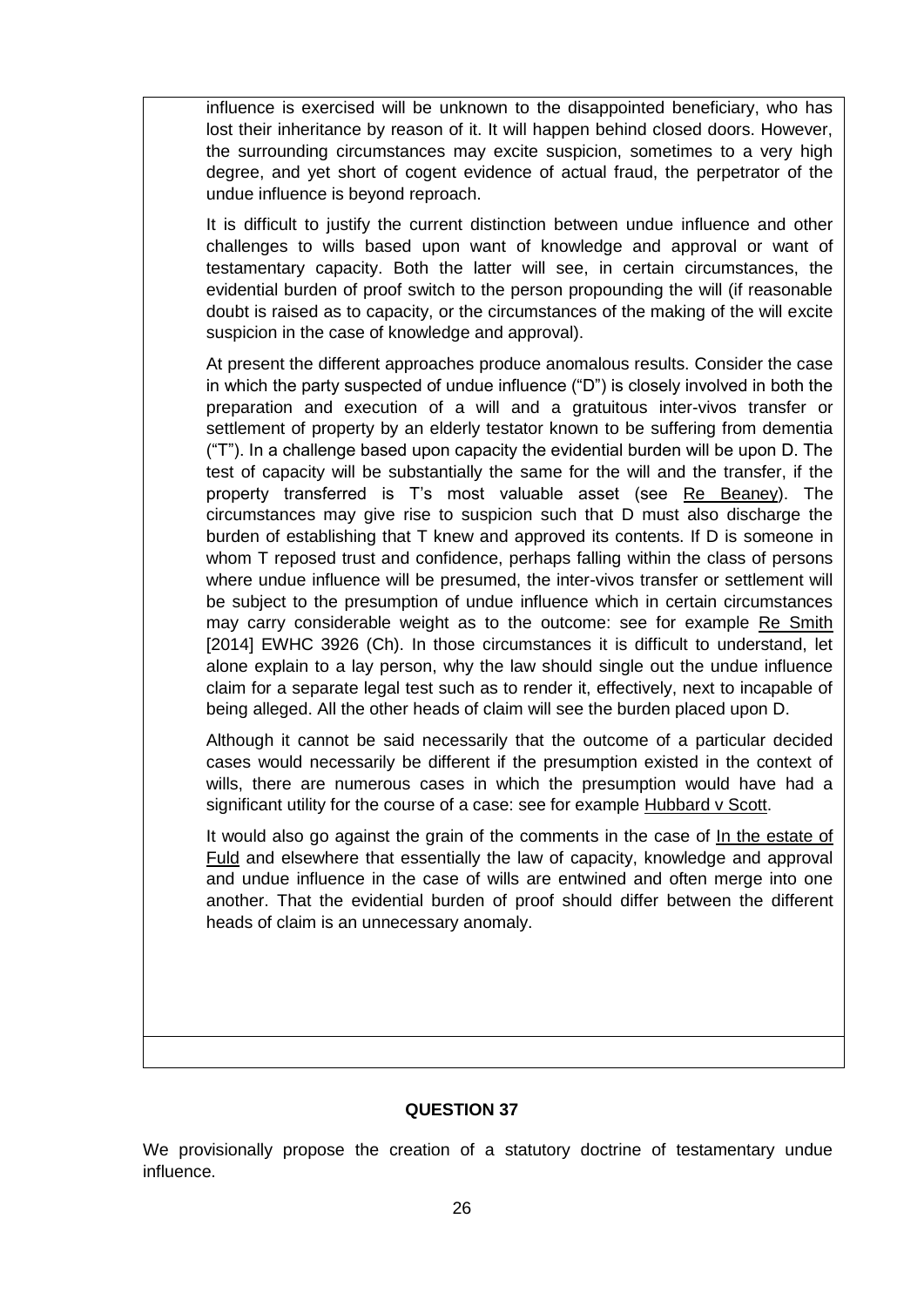influence is exercised will be unknown to the disappointed beneficiary, who has lost their inheritance by reason of it. It will happen behind closed doors. However, the surrounding circumstances may excite suspicion, sometimes to a very high degree, and yet short of cogent evidence of actual fraud, the perpetrator of the undue influence is beyond reproach.

It is difficult to justify the current distinction between undue influence and other challenges to wills based upon want of knowledge and approval or want of testamentary capacity. Both the latter will see, in certain circumstances, the evidential burden of proof switch to the person propounding the will (if reasonable doubt is raised as to capacity, or the circumstances of the making of the will excite suspicion in the case of knowledge and approval).

At present the different approaches produce anomalous results. Consider the case in which the party suspected of undue influence ("D") is closely involved in both the preparation and execution of a will and a gratuitous inter-vivos transfer or settlement of property by an elderly testator known to be suffering from dementia ("T"). In a challenge based upon capacity the evidential burden will be upon D. The test of capacity will be substantially the same for the will and the transfer, if the property transferred is T's most valuable asset (see Re Beaney). The circumstances may give rise to suspicion such that D must also discharge the burden of establishing that T knew and approved its contents. If D is someone in whom T reposed trust and confidence, perhaps falling within the class of persons where undue influence will be presumed, the inter-vivos transfer or settlement will be subject to the presumption of undue influence which in certain circumstances may carry considerable weight as to the outcome: see for example Re Smith [2014] EWHC 3926 (Ch). In those circumstances it is difficult to understand, let alone explain to a lay person, why the law should single out the undue influence claim for a separate legal test such as to render it, effectively, next to incapable of being alleged. All the other heads of claim will see the burden placed upon D.

Although it cannot be said necessarily that the outcome of a particular decided cases would necessarily be different if the presumption existed in the context of wills, there are numerous cases in which the presumption would have had a significant utility for the course of a case: see for example Hubbard v Scott.

It would also go against the grain of the comments in the case of In the estate of Fuld and elsewhere that essentially the law of capacity, knowledge and approval and undue influence in the case of wills are entwined and often merge into one another. That the evidential burden of proof should differ between the different heads of claim is an unnecessary anomaly.

**QUESTION 37**

We provisionally propose the creation of a statutory doctrine of testamentary undue influence.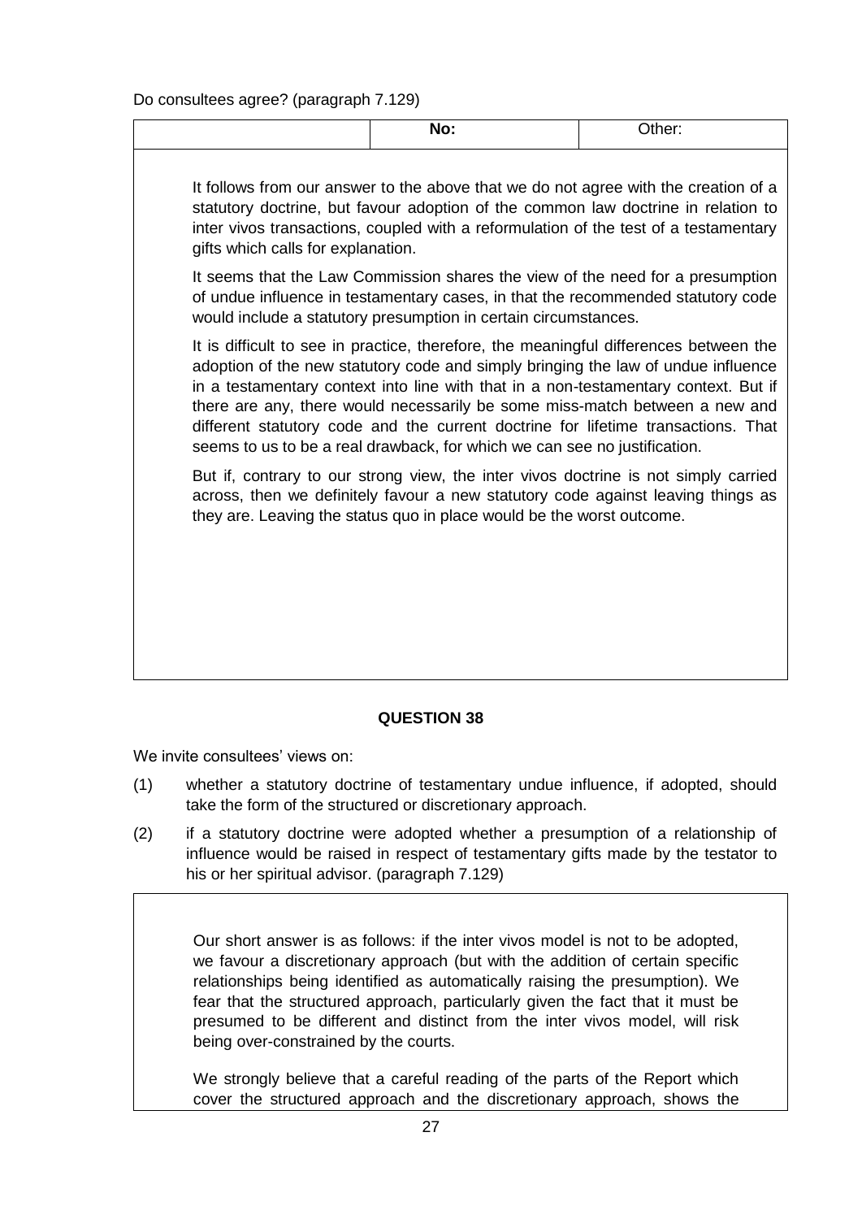Do consultees agree? (paragraph 7.129)

| | **No:** | Other: |
|---|---|---|

It follows from our answer to the above that we do not agree with the creation of a statutory doctrine, but favour adoption of the common law doctrine in relation to inter vivos transactions, coupled with a reformulation of the test of a testamentary gifts which calls for explanation.

It seems that the Law Commission shares the view of the need for a presumption of undue influence in testamentary cases, in that the recommended statutory code would include a statutory presumption in certain circumstances.

It is difficult to see in practice, therefore, the meaningful differences between the adoption of the new statutory code and simply bringing the law of undue influence in a testamentary context into line with that in a non-testamentary context. But if there are any, there would necessarily be some miss-match between a new and different statutory code and the current doctrine for lifetime transactions. That seems to us to be a real drawback, for which we can see no justification.

But if, contrary to our strong view, the inter vivos doctrine is not simply carried across, then we definitely favour a new statutory code against leaving things as they are. Leaving the status quo in place would be the worst outcome.

## QUESTION 38

We invite consultees' views on:

(1) whether a statutory doctrine of testamentary undue influence, if adopted, should take the form of the structured or discretionary approach.

(2) if a statutory doctrine were adopted whether a presumption of a relationship of influence would be raised in respect of testamentary gifts made by the testator to his or her spiritual advisor. (paragraph 7.129)

Our short answer is as follows: if the inter vivos model is not to be adopted, we favour a discretionary approach (but with the addition of certain specific relationships being identified as automatically raising the presumption). We fear that the structured approach, particularly given the fact that it must be presumed to be different and distinct from the inter vivos model, will risk being over-constrained by the courts.

We strongly believe that a careful reading of the parts of the Report which cover the structured approach and the discretionary approach, shows the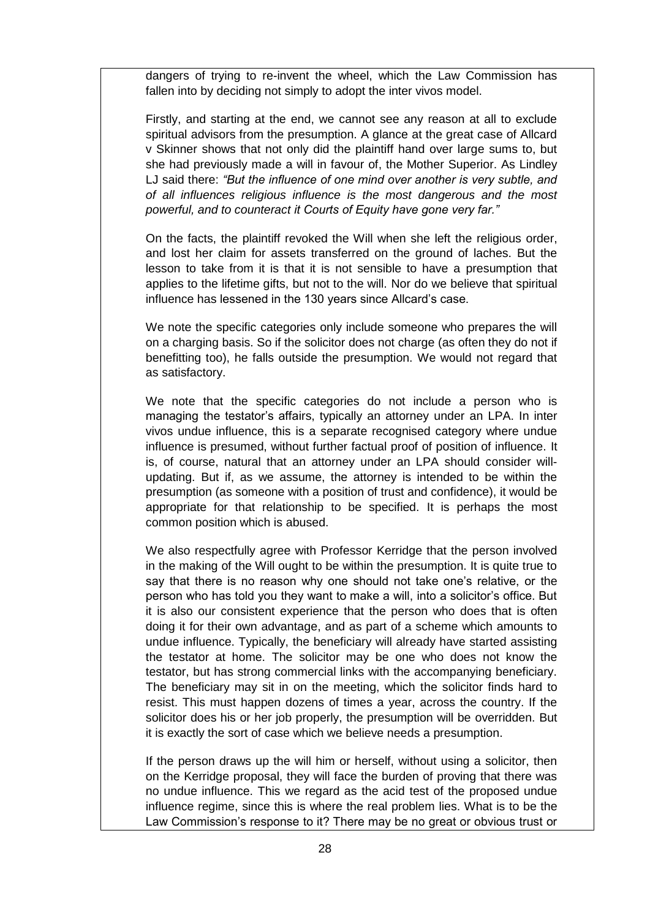dangers of trying to re-invent the wheel, which the Law Commission has fallen into by deciding not simply to adopt the inter vivos model.

Firstly, and starting at the end, we cannot see any reason at all to exclude spiritual advisors from the presumption. A glance at the great case of Allcard v Skinner shows that not only did the plaintiff hand over large sums to, but she had previously made a will in favour of, the Mother Superior. As Lindley LJ said there: *"But the influence of one mind over another is very subtle, and of all influences religious influence is the most dangerous and the most powerful, and to counteract it Courts of Equity have gone very far."*

On the facts, the plaintiff revoked the Will when she left the religious order, and lost her claim for assets transferred on the ground of laches. But the lesson to take from it is that it is not sensible to have a presumption that applies to the lifetime gifts, but not to the will. Nor do we believe that spiritual influence has lessened in the 130 years since Allcard's case.

We note the specific categories only include someone who prepares the will on a charging basis. So if the solicitor does not charge (as often they do not if benefitting too), he falls outside the presumption. We would not regard that as satisfactory.

We note that the specific categories do not include a person who is managing the testator's affairs, typically an attorney under an LPA. In inter vivos undue influence, this is a separate recognised category where undue influence is presumed, without further factual proof of position of influence. It is, of course, natural that an attorney under an LPA should consider will-updating. But if, as we assume, the attorney is intended to be within the presumption (as someone with a position of trust and confidence), it would be appropriate for that relationship to be specified. It is perhaps the most common position which is abused.

We also respectfully agree with Professor Kerridge that the person involved in the making of the Will ought to be within the presumption. It is quite true to say that there is no reason why one should not take one's relative, or the person who has told you they want to make a will, into a solicitor's office. But it is also our consistent experience that the person who does that is often doing it for their own advantage, and as part of a scheme which amounts to undue influence. Typically, the beneficiary will already have started assisting the testator at home. The solicitor may be one who does not know the testator, but has strong commercial links with the accompanying beneficiary. The beneficiary may sit in on the meeting, which the solicitor finds hard to resist. This must happen dozens of times a year, across the country. If the solicitor does his or her job properly, the presumption will be overridden. But it is exactly the sort of case which we believe needs a presumption.

If the person draws up the will him or herself, without using a solicitor, then on the Kerridge proposal, they will face the burden of proving that there was no undue influence. This we regard as the acid test of the proposed undue influence regime, since this is where the real problem lies. What is to be the Law Commission's response to it? There may be no great or obvious trust or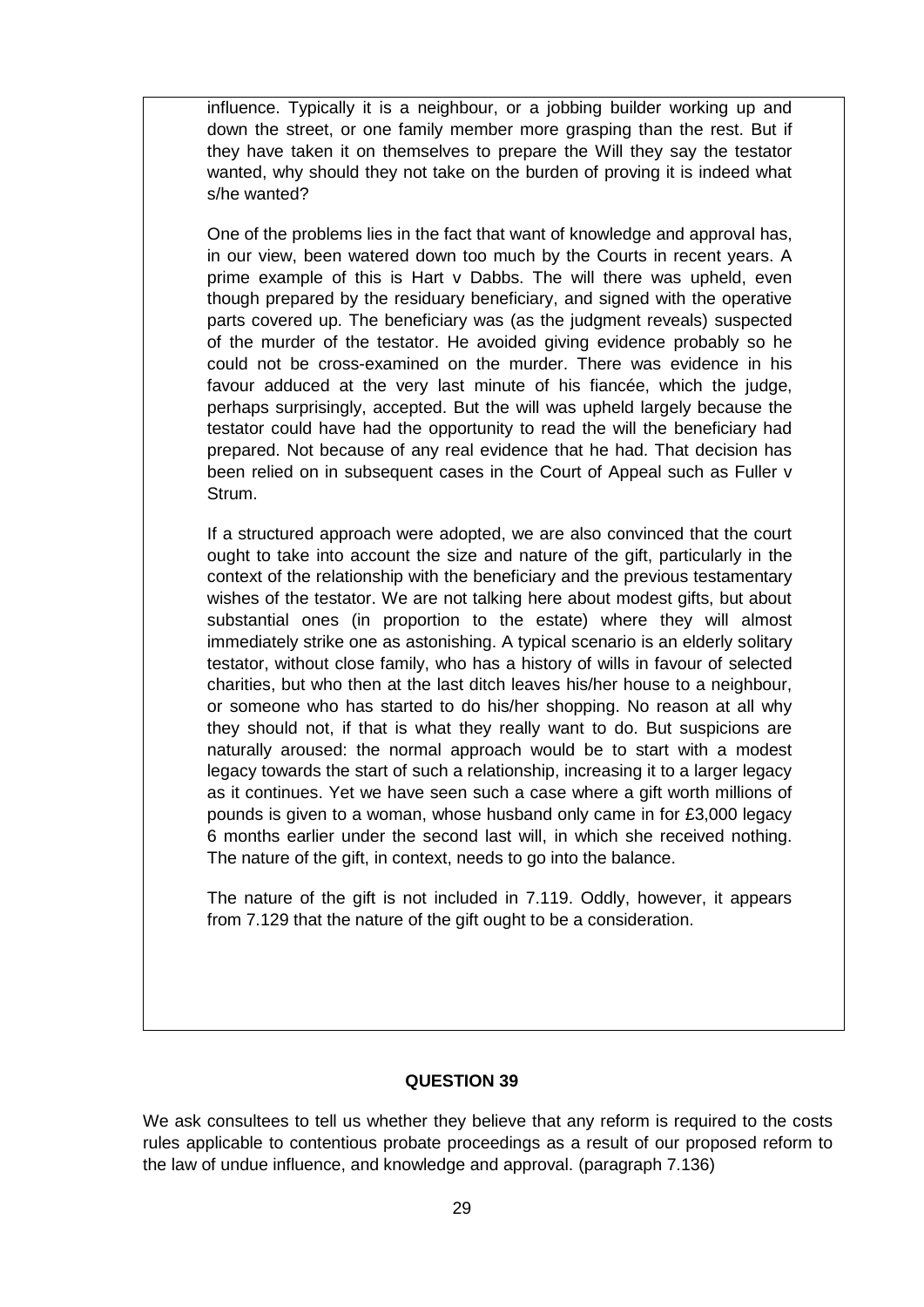influence. Typically it is a neighbour, or a jobbing builder working up and down the street, or one family member more grasping than the rest. But if they have taken it on themselves to prepare the Will they say the testator wanted, why should they not take on the burden of proving it is indeed what s/he wanted?

One of the problems lies in the fact that want of knowledge and approval has, in our view, been watered down too much by the Courts in recent years. A prime example of this is Hart v Dabbs. The will there was upheld, even though prepared by the residuary beneficiary, and signed with the operative parts covered up. The beneficiary was (as the judgment reveals) suspected of the murder of the testator. He avoided giving evidence probably so he could not be cross-examined on the murder. There was evidence in his favour adduced at the very last minute of his fiancée, which the judge, perhaps surprisingly, accepted. But the will was upheld largely because the testator could have had the opportunity to read the will the beneficiary had prepared. Not because of any real evidence that he had. That decision has been relied on in subsequent cases in the Court of Appeal such as Fuller v Strum.

If a structured approach were adopted, we are also convinced that the court ought to take into account the size and nature of the gift, particularly in the context of the relationship with the beneficiary and the previous testamentary wishes of the testator. We are not talking here about modest gifts, but about substantial ones (in proportion to the estate) where they will almost immediately strike one as astonishing. A typical scenario is an elderly solitary testator, without close family, who has a history of wills in favour of selected charities, but who then at the last ditch leaves his/her house to a neighbour, or someone who has started to do his/her shopping. No reason at all why they should not, if that is what they really want to do. But suspicions are naturally aroused: the normal approach would be to start with a modest legacy towards the start of such a relationship, increasing it to a larger legacy as it continues. Yet we have seen such a case where a gift worth millions of pounds is given to a woman, whose husband only came in for £3,000 legacy 6 months earlier under the second last will, in which she received nothing. The nature of the gift, in context, needs to go into the balance.

The nature of the gift is not included in 7.119. Oddly, however, it appears from 7.129 that the nature of the gift ought to be a consideration.

**QUESTION 39**

We ask consultees to tell us whether they believe that any reform is required to the costs rules applicable to contentious probate proceedings as a result of our proposed reform to the law of undue influence, and knowledge and approval. (paragraph 7.136)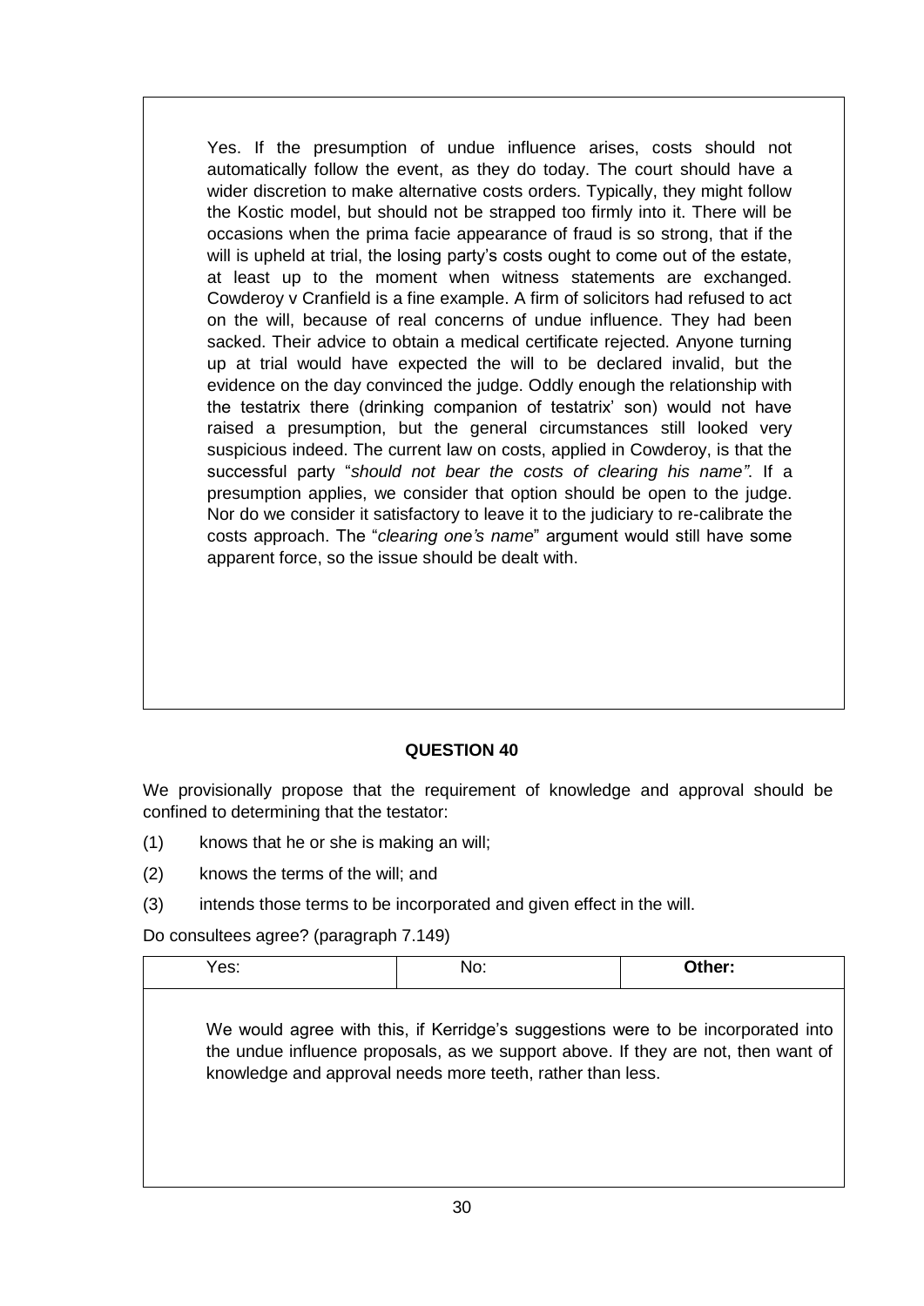Yes. If the presumption of undue influence arises, costs should not automatically follow the event, as they do today. The court should have a wider discretion to make alternative costs orders. Typically, they might follow the Kostic model, but should not be strapped too firmly into it. There will be occasions when the prima facie appearance of fraud is so strong, that if the will is upheld at trial, the losing party's costs ought to come out of the estate, at least up to the moment when witness statements are exchanged. Cowderoy v Cranfield is a fine example. A firm of solicitors had refused to act on the will, because of real concerns of undue influence. They had been sacked. Their advice to obtain a medical certificate rejected. Anyone turning up at trial would have expected the will to be declared invalid, but the evidence on the day convinced the judge. Oddly enough the relationship with the testatrix there (drinking companion of testatrix' son) would not have raised a presumption, but the general circumstances still looked very suspicious indeed. The current law on costs, applied in Cowderoy, is that the successful party "*should not bear the costs of clearing his name"*. If a presumption applies, we consider that option should be open to the judge. Nor do we consider it satisfactory to leave it to the judiciary to re-calibrate the costs approach. The "*clearing one's name*" argument would still have some apparent force, so the issue should be dealt with.

**QUESTION 40**

We provisionally propose that the requirement of knowledge and approval should be confined to determining that the testator:

(1) knows that he or she is making an will;

(2) knows the terms of the will; and

(3) intends those terms to be incorporated and given effect in the will.

Do consultees agree? (paragraph 7.149)

| Yes: | No: | **Other:** |
|---|---|---|

We would agree with this, if Kerridge's suggestions were to be incorporated into the undue influence proposals, as we support above. If they are not, then want of knowledge and approval needs more teeth, rather than less.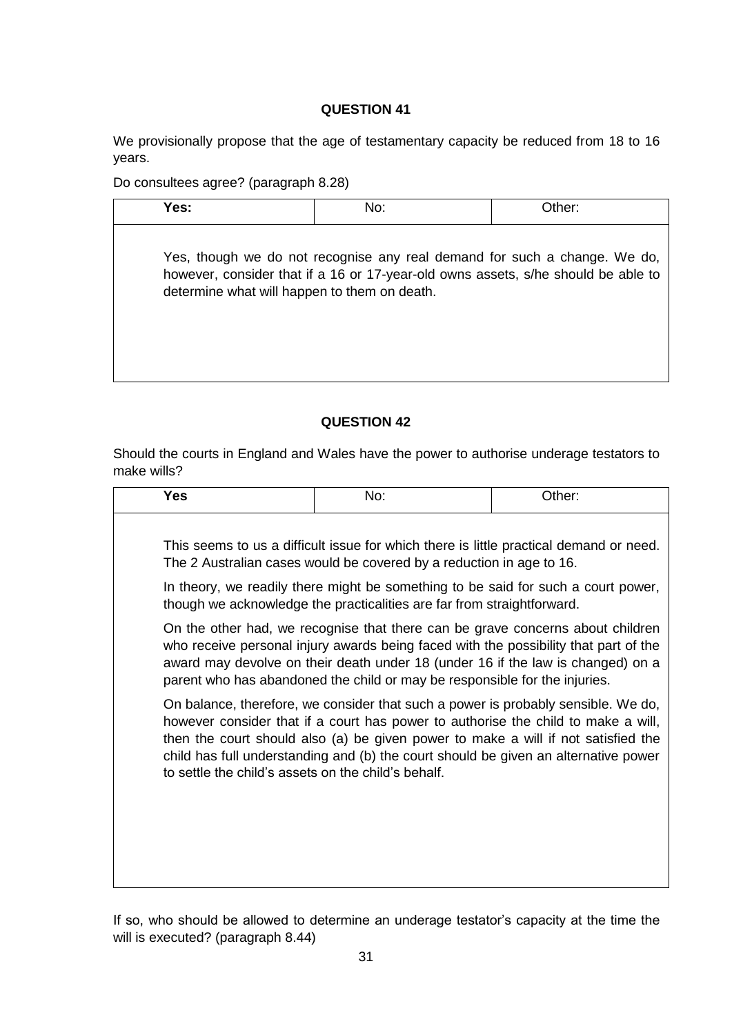### QUESTION 41

We provisionally propose that the age of testamentary capacity be reduced from 18 to 16 years.

Do consultees agree? (paragraph 8.28)

| **Yes:** | No: | Other: |
|---|---|---|
| Yes, though we do not recognise any real demand for such a change. We do, however, consider that if a 16 or 17-year-old owns assets, s/he should be able to determine what will happen to them on death. | | |

### QUESTION 42

Should the courts in England and Wales have the power to authorise underage testators to make wills?

| **Yes** | No: | Other: |
|---|---|---|
| This seems to us a difficult issue for which there is little practical demand or need. The 2 Australian cases would be covered by a reduction in age to 16.<br><br>In theory, we readily there might be something to be said for such a court power, though we acknowledge the practicalities are far from straightforward.<br><br>On the other had, we recognise that there can be grave concerns about children who receive personal injury awards being faced with the possibility that part of the award may devolve on their death under 18 (under 16 if the law is changed) on a parent who has abandoned the child or may be responsible for the injuries.<br><br>On balance, therefore, we consider that such a power is probably sensible. We do, however consider that if a court has power to authorise the child to make a will, then the court should also (a) be given power to make a will if not satisfied the child has full understanding and (b) the court should be given an alternative power to settle the child's assets on the child's behalf. | | |

If so, who should be allowed to determine an underage testator's capacity at the time the will is executed? (paragraph 8.44)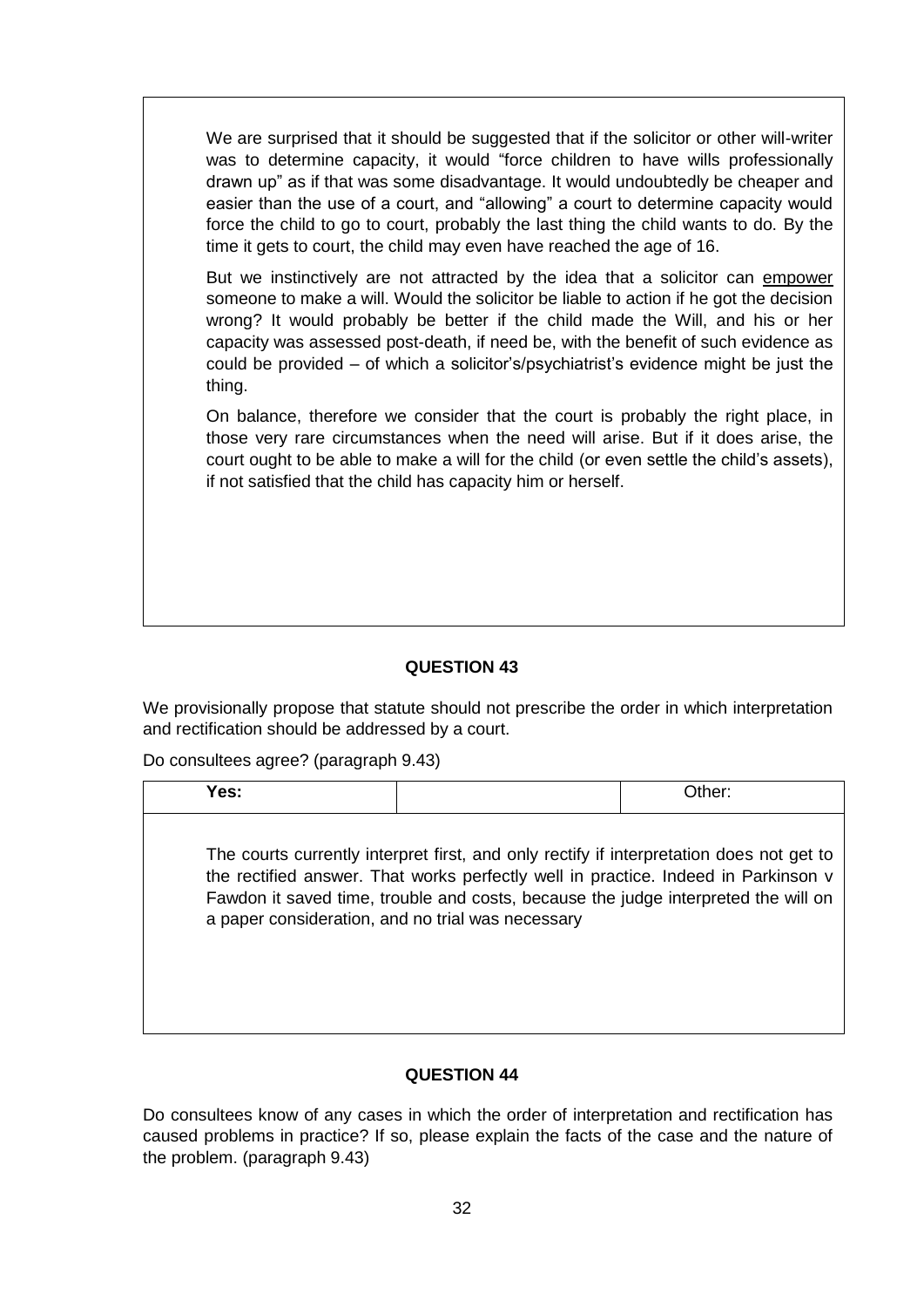We are surprised that it should be suggested that if the solicitor or other will-writer was to determine capacity, it would "force children to have wills professionally drawn up" as if that was some disadvantage. It would undoubtedly be cheaper and easier than the use of a court, and "allowing" a court to determine capacity would force the child to go to court, probably the last thing the child wants to do. By the time it gets to court, the child may even have reached the age of 16.

But we instinctively are not attracted by the idea that a solicitor can <u>empower</u> someone to make a will. Would the solicitor be liable to action if he got the decision wrong? It would probably be better if the child made the Will, and his or her capacity was assessed post-death, if need be, with the benefit of such evidence as could be provided – of which a solicitor's/psychiatrist's evidence might be just the thing.

On balance, therefore we consider that the court is probably the right place, in those very rare circumstances when the need will arise. But if it does arise, the court ought to be able to make a will for the child (or even settle the child's assets), if not satisfied that the child has capacity him or herself.

**QUESTION 43**

We provisionally propose that statute should not prescribe the order in which interpretation and rectification should be addressed by a court.

Do consultees agree? (paragraph 9.43)

| **Yes:** | | Other: |
|---|---|---|

The courts currently interpret first, and only rectify if interpretation does not get to the rectified answer. That works perfectly well in practice. Indeed in Parkinson v Fawdon it saved time, trouble and costs, because the judge interpreted the will on a paper consideration, and no trial was necessary

**QUESTION 44**

Do consultees know of any cases in which the order of interpretation and rectification has caused problems in practice? If so, please explain the facts of the case and the nature of the problem. (paragraph 9.43)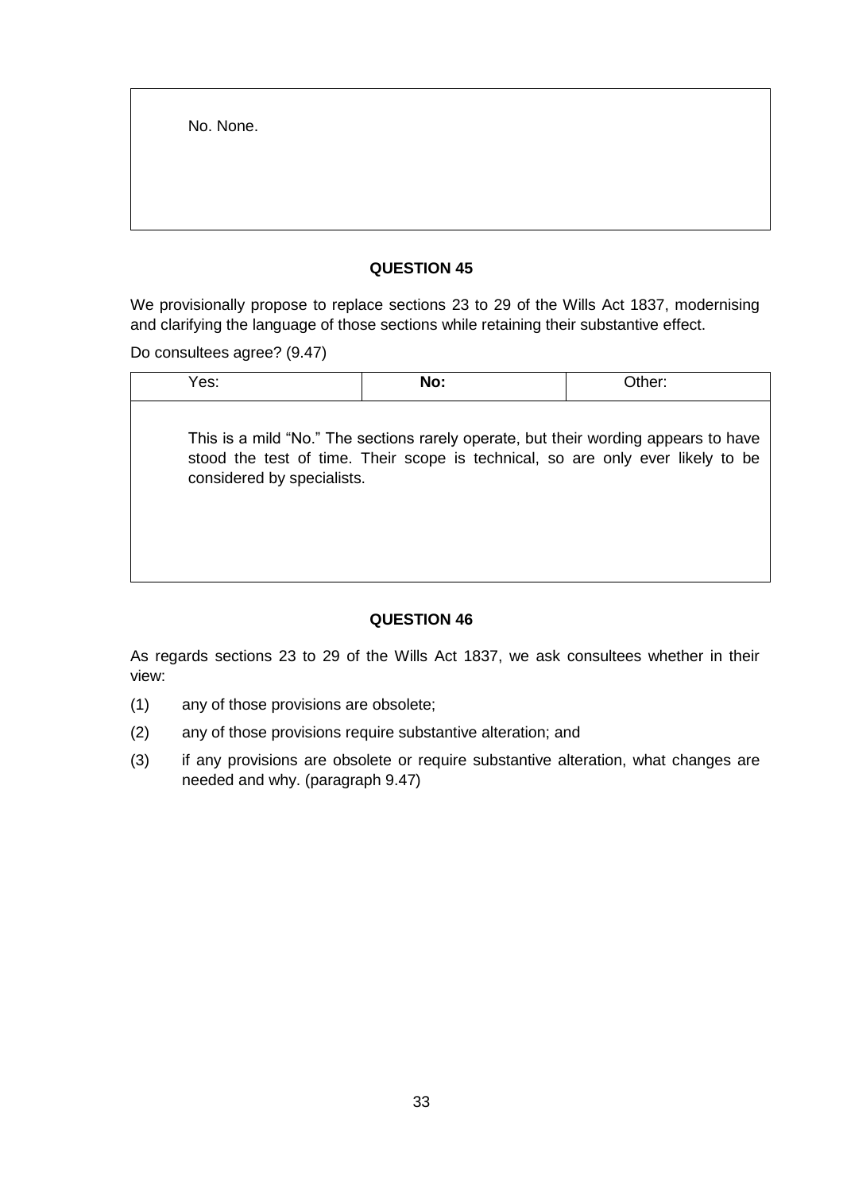No. None.

**QUESTION 45**

We provisionally propose to replace sections 23 to 29 of the Wills Act 1837, modernising and clarifying the language of those sections while retaining their substantive effect.

Do consultees agree? (9.47)

| Yes: | **No:** | Other: |
| --- | --- | --- |

This is a mild "No." The sections rarely operate, but their wording appears to have stood the test of time. Their scope is technical, so are only ever likely to be considered by specialists.

**QUESTION 46**

As regards sections 23 to 29 of the Wills Act 1837, we ask consultees whether in their view:

(1) any of those provisions are obsolete;

(2) any of those provisions require substantive alteration; and

(3) if any provisions are obsolete or require substantive alteration, what changes are needed and why. (paragraph 9.47)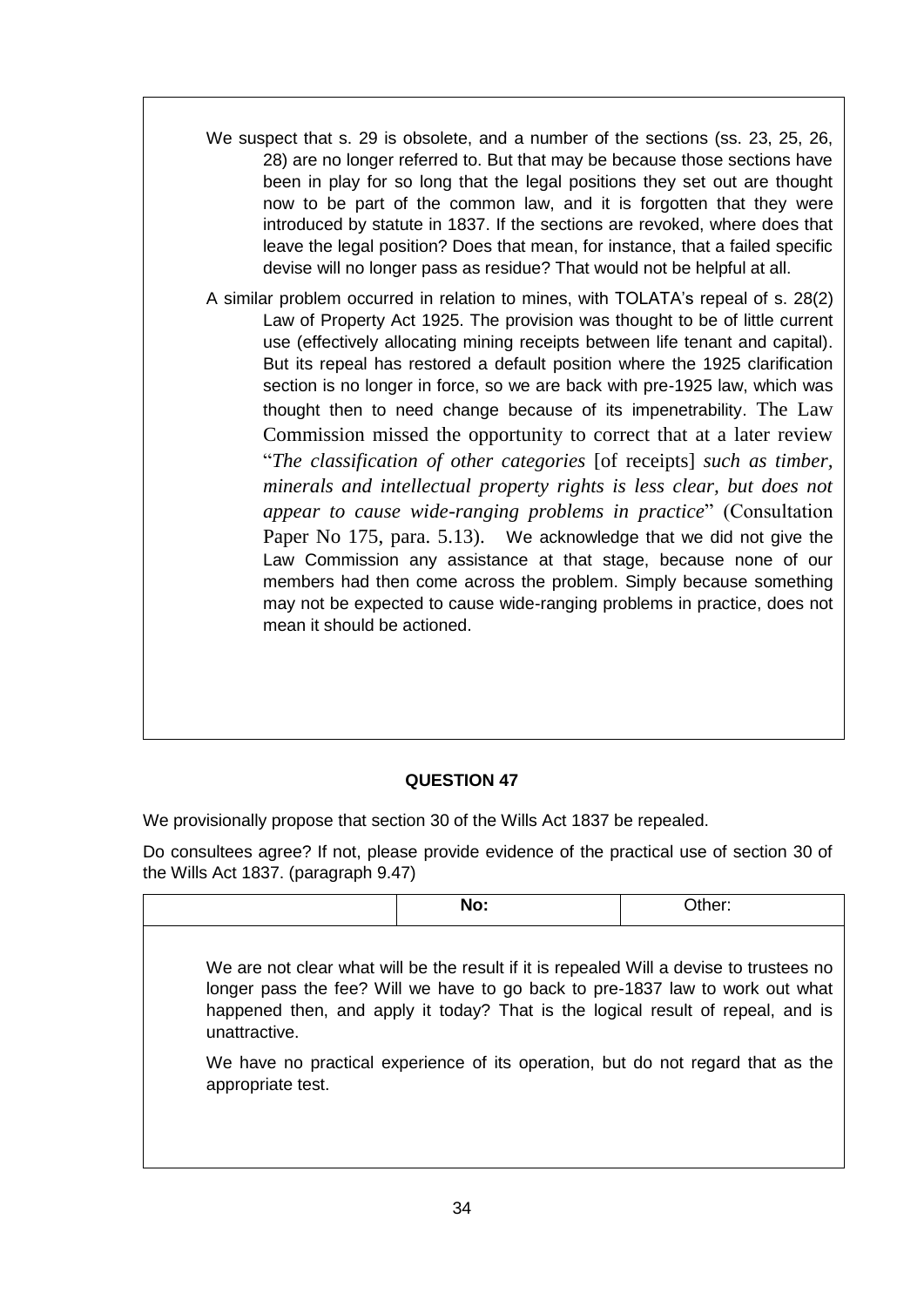We suspect that s. 29 is obsolete, and a number of the sections (ss. 23, 25, 26, 28) are no longer referred to. But that may be because those sections have been in play for so long that the legal positions they set out are thought now to be part of the common law, and it is forgotten that they were introduced by statute in 1837. If the sections are revoked, where does that leave the legal position? Does that mean, for instance, that a failed specific devise will no longer pass as residue? That would not be helpful at all.

A similar problem occurred in relation to mines, with TOLATA's repeal of s. 28(2) Law of Property Act 1925. The provision was thought to be of little current use (effectively allocating mining receipts between life tenant and capital). But its repeal has restored a default position where the 1925 clarification section is no longer in force, so we are back with pre-1925 law, which was thought then to need change because of its impenetrability. The Law Commission missed the opportunity to correct that at a later review "*The classification of other categories* [of receipts] *such as timber, minerals and intellectual property rights is less clear, but does not appear to cause wide-ranging problems in practice*" (Consultation Paper No 175, para. 5.13). We acknowledge that we did not give the Law Commission any assistance at that stage, because none of our members had then come across the problem. Simply because something may not be expected to cause wide-ranging problems in practice, does not mean it should be actioned.

### QUESTION 47

We provisionally propose that section 30 of the Wills Act 1837 be repealed.

Do consultees agree? If not, please provide evidence of the practical use of section 30 of the Wills Act 1837. (paragraph 9.47)

| | No: | Other: |
|---|---|---|

We are not clear what will be the result if it is repealed Will a devise to trustees no longer pass the fee? Will we have to go back to pre-1837 law to work out what happened then, and apply it today? That is the logical result of repeal, and is unattractive.

We have no practical experience of its operation, but do not regard that as the appropriate test.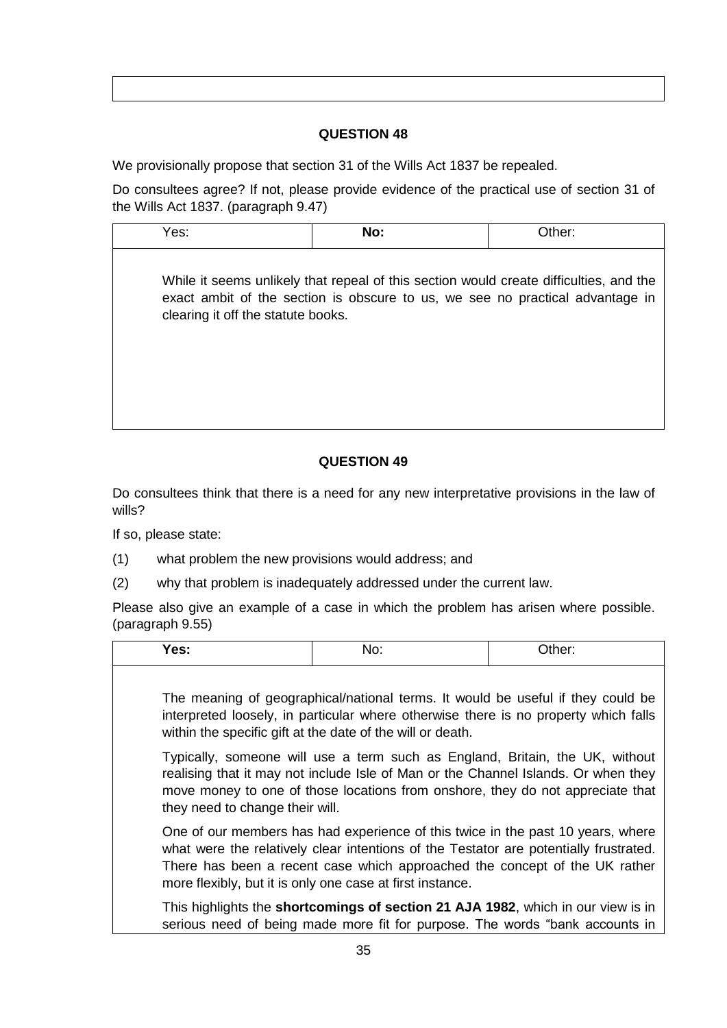## QUESTION 48

We provisionally propose that section 31 of the Wills Act 1837 be repealed.

Do consultees agree? If not, please provide evidence of the practical use of section 31 of the Wills Act 1837. (paragraph 9.47)

| Yes: | **No:** | Other: |
|---|---|---|

While it seems unlikely that repeal of this section would create difficulties, and the exact ambit of the section is obscure to us, we see no practical advantage in clearing it off the statute books.

## QUESTION 49

Do consultees think that there is a need for any new interpretative provisions in the law of wills?

If so, please state:

(1) what problem the new provisions would address; and

(2) why that problem is inadequately addressed under the current law.

Please also give an example of a case in which the problem has arisen where possible. (paragraph 9.55)

| **Yes:** | No: | Other: |
|---|---|---|

The meaning of geographical/national terms. It would be useful if they could be interpreted loosely, in particular where otherwise there is no property which falls within the specific gift at the date of the will or death.

Typically, someone will use a term such as England, Britain, the UK, without realising that it may not include Isle of Man or the Channel Islands. Or when they move money to one of those locations from onshore, they do not appreciate that they need to change their will.

One of our members has had experience of this twice in the past 10 years, where what were the relatively clear intentions of the Testator are potentially frustrated. There has been a recent case which approached the concept of the UK rather more flexibly, but it is only one case at first instance.

This highlights the **shortcomings of section 21 AJA 1982**, which in our view is in serious need of being made more fit for purpose. The words "bank accounts in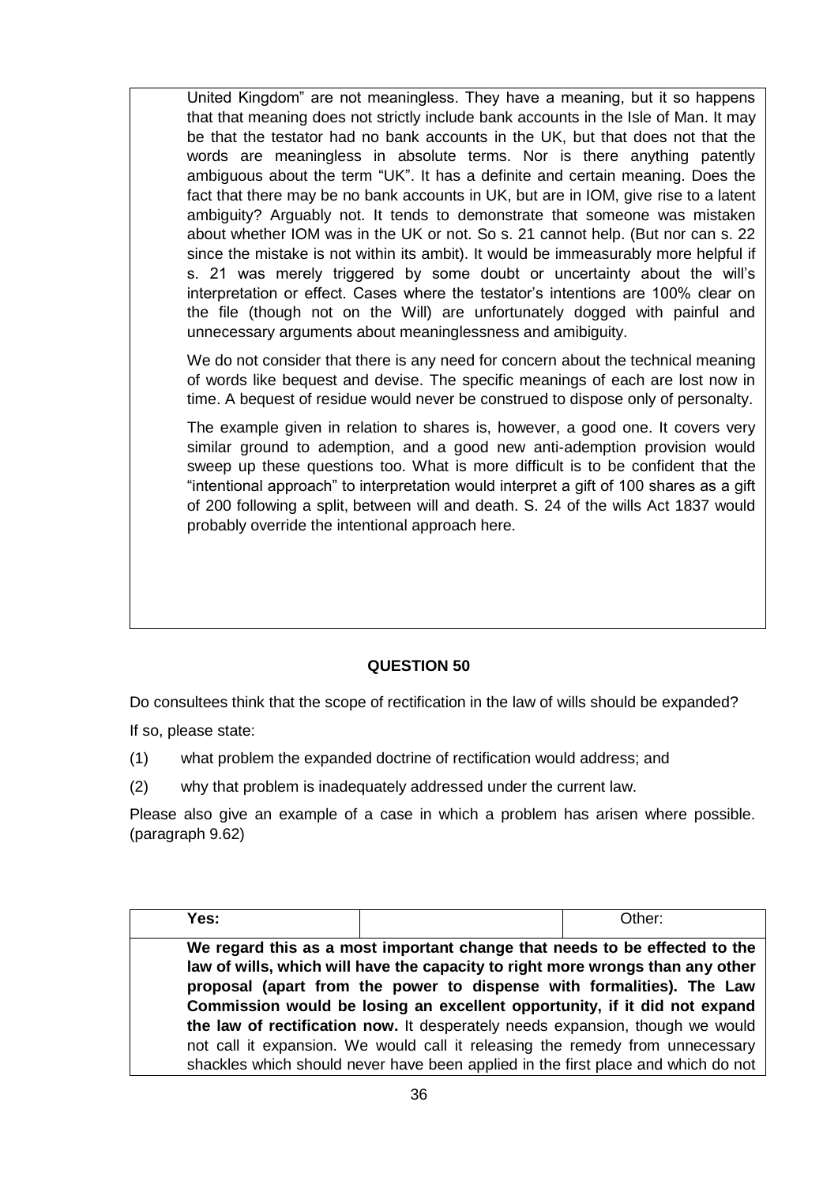United Kingdom" are not meaningless. They have a meaning, but it so happens that that meaning does not strictly include bank accounts in the Isle of Man. It may be that the testator had no bank accounts in the UK, but that does not that the words are meaningless in absolute terms. Nor is there anything patently ambiguous about the term "UK". It has a definite and certain meaning. Does the fact that there may be no bank accounts in UK, but are in IOM, give rise to a latent ambiguity? Arguably not. It tends to demonstrate that someone was mistaken about whether IOM was in the UK or not. So s. 21 cannot help. (But nor can s. 22 since the mistake is not within its ambit). It would be immeasurably more helpful if s. 21 was merely triggered by some doubt or uncertainty about the will's interpretation or effect. Cases where the testator's intentions are 100% clear on the file (though not on the Will) are unfortunately dogged with painful and unnecessary arguments about meaninglessness and amibiguity.

We do not consider that there is any need for concern about the technical meaning of words like bequest and devise. The specific meanings of each are lost now in time. A bequest of residue would never be construed to dispose only of personalty.

The example given in relation to shares is, however, a good one. It covers very similar ground to ademption, and a good new anti-ademption provision would sweep up these questions too. What is more difficult is to be confident that the "intentional approach" to interpretation would interpret a gift of 100 shares as a gift of 200 following a split, between will and death. S. 24 of the wills Act 1837 would probably override the intentional approach here.

### QUESTION 50

Do consultees think that the scope of rectification in the law of wills should be expanded?

If so, please state:

(1) what problem the expanded doctrine of rectification would address; and

(2) why that problem is inadequately addressed under the current law.

Please also give an example of a case in which a problem has arisen where possible. (paragraph 9.62)

| Yes: | | Other: |
| --- | --- | --- |

**We regard this as a most important change that needs to be effected to the law of wills, which will have the capacity to right more wrongs than any other proposal (apart from the power to dispense with formalities). The Law Commission would be losing an excellent opportunity, if it did not expand the law of rectification now.** It desperately needs expansion, though we would not call it expansion. We would call it releasing the remedy from unnecessary shackles which should never have been applied in the first place and which do not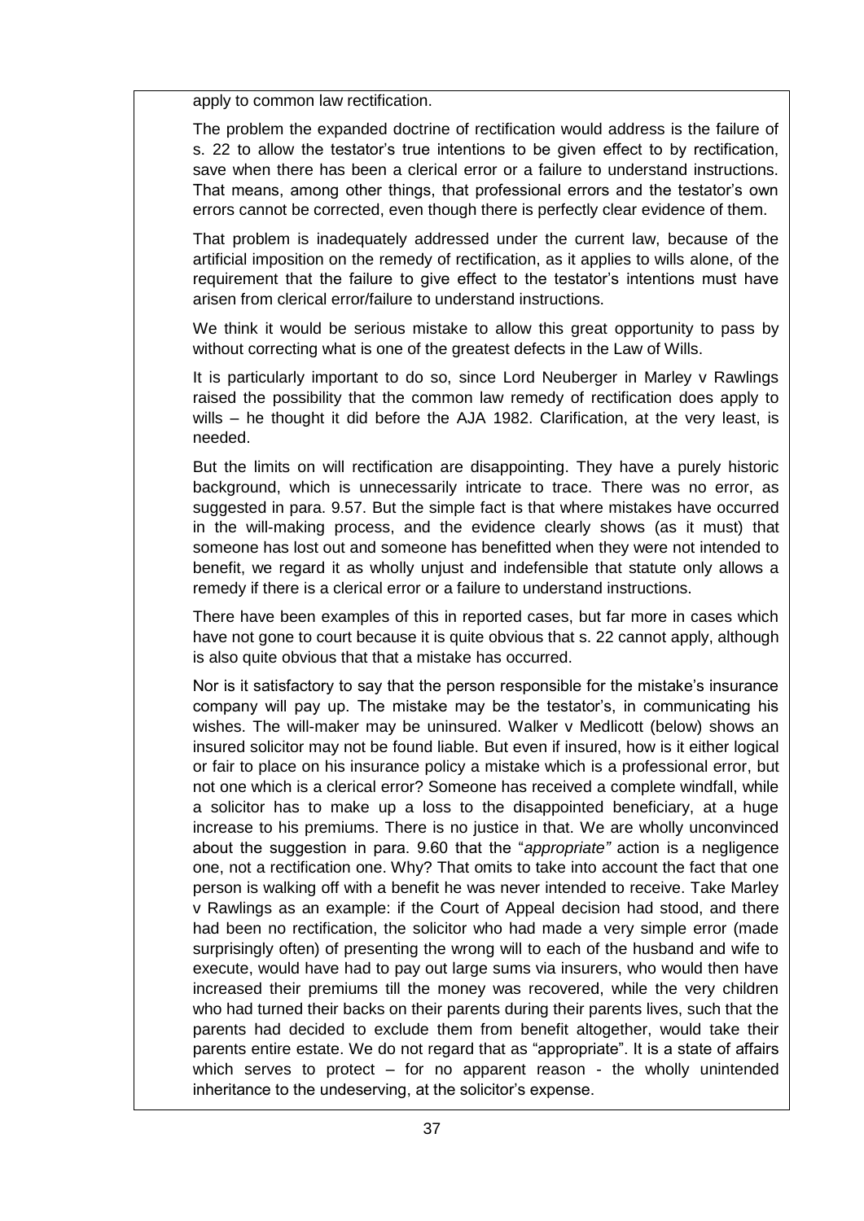apply to common law rectification.

The problem the expanded doctrine of rectification would address is the failure of s. 22 to allow the testator's true intentions to be given effect to by rectification, save when there has been a clerical error or a failure to understand instructions. That means, among other things, that professional errors and the testator's own errors cannot be corrected, even though there is perfectly clear evidence of them.

That problem is inadequately addressed under the current law, because of the artificial imposition on the remedy of rectification, as it applies to wills alone, of the requirement that the failure to give effect to the testator's intentions must have arisen from clerical error/failure to understand instructions.

We think it would be serious mistake to allow this great opportunity to pass by without correcting what is one of the greatest defects in the Law of Wills.

It is particularly important to do so, since Lord Neuberger in Marley v Rawlings raised the possibility that the common law remedy of rectification does apply to wills – he thought it did before the AJA 1982. Clarification, at the very least, is needed.

But the limits on will rectification are disappointing. They have a purely historic background, which is unnecessarily intricate to trace. There was no error, as suggested in para. 9.57. But the simple fact is that where mistakes have occurred in the will-making process, and the evidence clearly shows (as it must) that someone has lost out and someone has benefitted when they were not intended to benefit, we regard it as wholly unjust and indefensible that statute only allows a remedy if there is a clerical error or a failure to understand instructions.

There have been examples of this in reported cases, but far more in cases which have not gone to court because it is quite obvious that s. 22 cannot apply, although is also quite obvious that that a mistake has occurred.

Nor is it satisfactory to say that the person responsible for the mistake's insurance company will pay up. The mistake may be the testator's, in communicating his wishes. The will-maker may be uninsured. Walker v Medlicott (below) shows an insured solicitor may not be found liable. But even if insured, how is it either logical or fair to place on his insurance policy a mistake which is a professional error, but not one which is a clerical error? Someone has received a complete windfall, while a solicitor has to make up a loss to the disappointed beneficiary, at a huge increase to his premiums. There is no justice in that. We are wholly unconvinced about the suggestion in para. 9.60 that the "*appropriate"* action is a negligence one, not a rectification one. Why? That omits to take into account the fact that one person is walking off with a benefit he was never intended to receive. Take Marley v Rawlings as an example: if the Court of Appeal decision had stood, and there had been no rectification, the solicitor who had made a very simple error (made surprisingly often) of presenting the wrong will to each of the husband and wife to execute, would have had to pay out large sums via insurers, who would then have increased their premiums till the money was recovered, while the very children who had turned their backs on their parents during their parents lives, such that the parents had decided to exclude them from benefit altogether, would take their parents entire estate. We do not regard that as "appropriate". It is a state of affairs which serves to protect – for no apparent reason - the wholly unintended inheritance to the undeserving, at the solicitor's expense.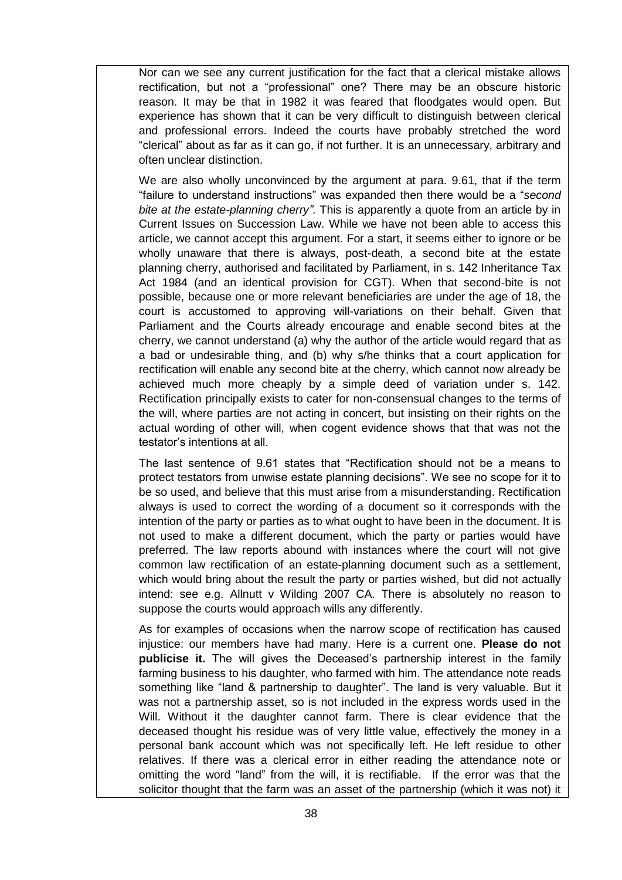Nor can we see any current justification for the fact that a clerical mistake allows rectification, but not a "professional" one? There may be an obscure historic reason. It may be that in 1982 it was feared that floodgates would open. But experience has shown that it can be very difficult to distinguish between clerical and professional errors. Indeed the courts have probably stretched the word "clerical" about as far as it can go, if not further. It is an unnecessary, arbitrary and often unclear distinction.

We are also wholly unconvinced by the argument at para. 9.61, that if the term "failure to understand instructions" was expanded then there would be a "*second bite at the estate-planning cherry"*. This is apparently a quote from an article by in Current Issues on Succession Law. While we have not been able to access this article, we cannot accept this argument. For a start, it seems either to ignore or be wholly unaware that there is always, post-death, a second bite at the estate planning cherry, authorised and facilitated by Parliament, in s. 142 Inheritance Tax Act 1984 (and an identical provision for CGT). When that second-bite is not possible, because one or more relevant beneficiaries are under the age of 18, the court is accustomed to approving will-variations on their behalf. Given that Parliament and the Courts already encourage and enable second bites at the cherry, we cannot understand (a) why the author of the article would regard that as a bad or undesirable thing, and (b) why s/he thinks that a court application for rectification will enable any second bite at the cherry, which cannot now already be achieved much more cheaply by a simple deed of variation under s. 142. Rectification principally exists to cater for non-consensual changes to the terms of the will, where parties are not acting in concert, but insisting on their rights on the actual wording of other will, when cogent evidence shows that that was not the testator's intentions at all.

The last sentence of 9.61 states that "Rectification should not be a means to protect testators from unwise estate planning decisions". We see no scope for it to be so used, and believe that this must arise from a misunderstanding. Rectification always is used to correct the wording of a document so it corresponds with the intention of the party or parties as to what ought to have been in the document. It is not used to make a different document, which the party or parties would have preferred. The law reports abound with instances where the court will not give common law rectification of an estate-planning document such as a settlement, which would bring about the result the party or parties wished, but did not actually intend: see e.g. Allnutt v Wilding 2007 CA. There is absolutely no reason to suppose the courts would approach wills any differently.

As for examples of occasions when the narrow scope of rectification has caused injustice: our members have had many. Here is a current one. **Please do not publicise it.** The will gives the Deceased's partnership interest in the family farming business to his daughter, who farmed with him. The attendance note reads something like "land & partnership to daughter". The land is very valuable. But it was not a partnership asset, so is not included in the express words used in the Will. Without it the daughter cannot farm. There is clear evidence that the deceased thought his residue was of very little value, effectively the money in a personal bank account which was not specifically left. He left residue to other relatives. If there was a clerical error in either reading the attendance note or omitting the word "land" from the will, it is rectifiable. If the error was that the solicitor thought that the farm was an asset of the partnership (which it was not) it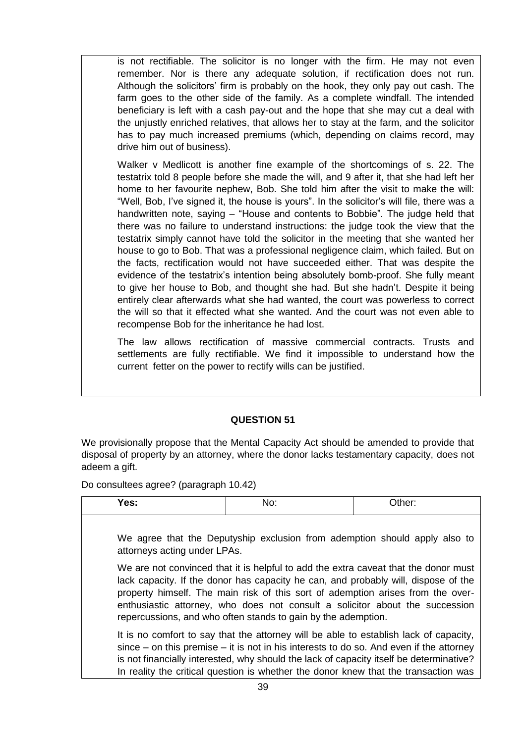is not rectifiable. The solicitor is no longer with the firm. He may not even remember. Nor is there any adequate solution, if rectification does not run. Although the solicitors' firm is probably on the hook, they only pay out cash. The farm goes to the other side of the family. As a complete windfall. The intended beneficiary is left with a cash pay-out and the hope that she may cut a deal with the unjustly enriched relatives, that allows her to stay at the farm, and the solicitor has to pay much increased premiums (which, depending on claims record, may drive him out of business).

Walker v Medlicott is another fine example of the shortcomings of s. 22. The testatrix told 8 people before she made the will, and 9 after it, that she had left her home to her favourite nephew, Bob. She told him after the visit to make the will: "Well, Bob, I've signed it, the house is yours". In the solicitor's will file, there was a handwritten note, saying – "House and contents to Bobbie". The judge held that there was no failure to understand instructions: the judge took the view that the testatrix simply cannot have told the solicitor in the meeting that she wanted her house to go to Bob. That was a professional negligence claim, which failed. But on the facts, rectification would not have succeeded either. That was despite the evidence of the testatrix's intention being absolutely bomb-proof. She fully meant to give her house to Bob, and thought she had. But she hadn't. Despite it being entirely clear afterwards what she had wanted, the court was powerless to correct the will so that it effected what she wanted. And the court was not even able to recompense Bob for the inheritance he had lost.

The law allows rectification of massive commercial contracts. Trusts and settlements are fully rectifiable. We find it impossible to understand how the current fetter on the power to rectify wills can be justified.

**QUESTION 51**

We provisionally propose that the Mental Capacity Act should be amended to provide that disposal of property by an attorney, where the donor lacks testamentary capacity, does not adeem a gift.

Do consultees agree? (paragraph 10.42)

| **Yes:** | No: | Other: |
| --- | --- | --- |

We agree that the Deputyship exclusion from ademption should apply also to attorneys acting under LPAs.

We are not convinced that it is helpful to add the extra caveat that the donor must lack capacity. If the donor has capacity he can, and probably will, dispose of the property himself. The main risk of this sort of ademption arises from the over-enthusiastic attorney, who does not consult a solicitor about the succession repercussions, and who often stands to gain by the ademption.

It is no comfort to say that the attorney will be able to establish lack of capacity, since – on this premise – it is not in his interests to do so. And even if the attorney is not financially interested, why should the lack of capacity itself be determinative? In reality the critical question is whether the donor knew that the transaction was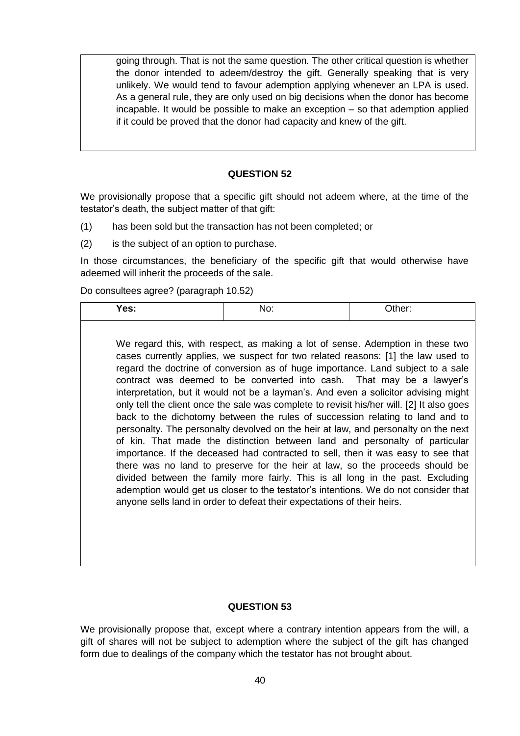going through. That is not the same question. The other critical question is whether the donor intended to adeem/destroy the gift. Generally speaking that is very unlikely. We would tend to favour ademption applying whenever an LPA is used. As a general rule, they are only used on big decisions when the donor has become incapable. It would be possible to make an exception – so that ademption applied if it could be proved that the donor had capacity and knew of the gift.

**QUESTION 52**

We provisionally propose that a specific gift should not adeem where, at the time of the testator's death, the subject matter of that gift:

(1) has been sold but the transaction has not been completed; or

(2) is the subject of an option to purchase.

In those circumstances, the beneficiary of the specific gift that would otherwise have adeemed will inherit the proceeds of the sale.

Do consultees agree? (paragraph 10.52)

| **Yes:** | No: | Other: |
| --- | --- | --- |

We regard this, with respect, as making a lot of sense. Ademption in these two cases currently applies, we suspect for two related reasons: [1] the law used to regard the doctrine of conversion as of huge importance. Land subject to a sale contract was deemed to be converted into cash. That may be a lawyer's interpretation, but it would not be a layman's. And even a solicitor advising might only tell the client once the sale was complete to revisit his/her will. [2] It also goes back to the dichotomy between the rules of succession relating to land and to personalty. The personalty devolved on the heir at law, and personalty on the next of kin. That made the distinction between land and personalty of particular importance. If the deceased had contracted to sell, then it was easy to see that there was no land to preserve for the heir at law, so the proceeds should be divided between the family more fairly. This is all long in the past. Excluding ademption would get us closer to the testator's intentions. We do not consider that anyone sells land in order to defeat their expectations of their heirs.

**QUESTION 53**

We provisionally propose that, except where a contrary intention appears from the will, a gift of shares will not be subject to ademption where the subject of the gift has changed form due to dealings of the company which the testator has not brought about.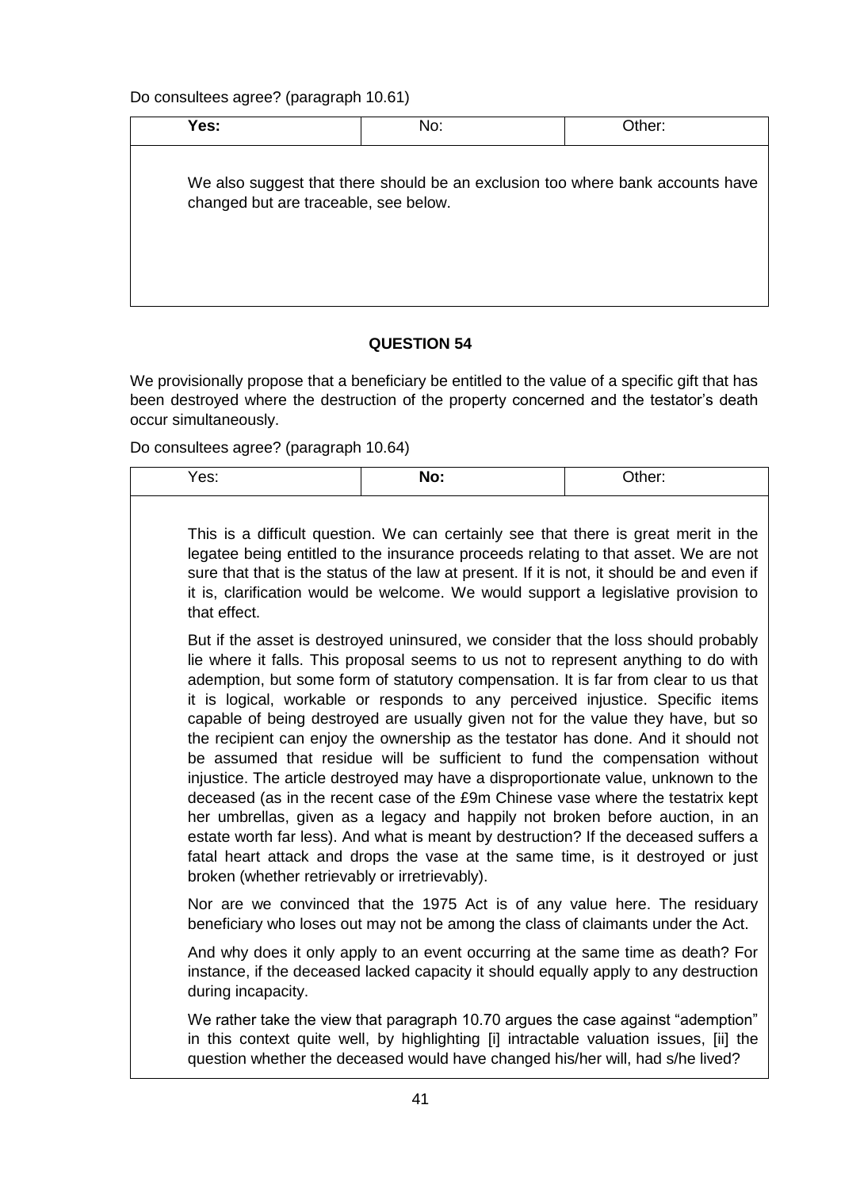Do consultees agree? (paragraph 10.61)

| **Yes:** | No: | Other: |
|---|---|---|
| We also suggest that there should be an exclusion too where bank accounts have changed but are traceable, see below. | | |

**QUESTION 54**

We provisionally propose that a beneficiary be entitled to the value of a specific gift that has been destroyed where the destruction of the property concerned and the testator's death occur simultaneously.

Do consultees agree? (paragraph 10.64)

| Yes: | **No:** | Other: |
|---|---|---|
| This is a difficult question. We can certainly see that there is great merit in the legatee being entitled to the insurance proceeds relating to that asset. We are not sure that that is the status of the law at present. If it is not, it should be and even if it is, clarification would be welcome. We would support a legislative provision to that effect.<br><br>But if the asset is destroyed uninsured, we consider that the loss should probably lie where it falls. This proposal seems to us not to represent anything to do with ademption, but some form of statutory compensation. It is far from clear to us that it is logical, workable or responds to any perceived injustice. Specific items capable of being destroyed are usually given not for the value they have, but so the recipient can enjoy the ownership as the testator has done. And it should not be assumed that residue will be sufficient to fund the compensation without injustice. The article destroyed may have a disproportionate value, unknown to the deceased (as in the recent case of the £9m Chinese vase where the testatrix kept her umbrellas, given as a legacy and happily not broken before auction, in an estate worth far less). And what is meant by destruction? If the deceased suffers a fatal heart attack and drops the vase at the same time, is it destroyed or just broken (whether retrievably or irretrievably).<br><br>Nor are we convinced that the 1975 Act is of any value here. The residuary beneficiary who loses out may not be among the class of claimants under the Act.<br><br>And why does it only apply to an event occurring at the same time as death? For instance, if the deceased lacked capacity it should equally apply to any destruction during incapacity.<br><br>We rather take the view that paragraph 10.70 argues the case against "ademption" in this context quite well, by highlighting [i] intractable valuation issues, [ii] the question whether the deceased would have changed his/her will, had s/he lived? | | |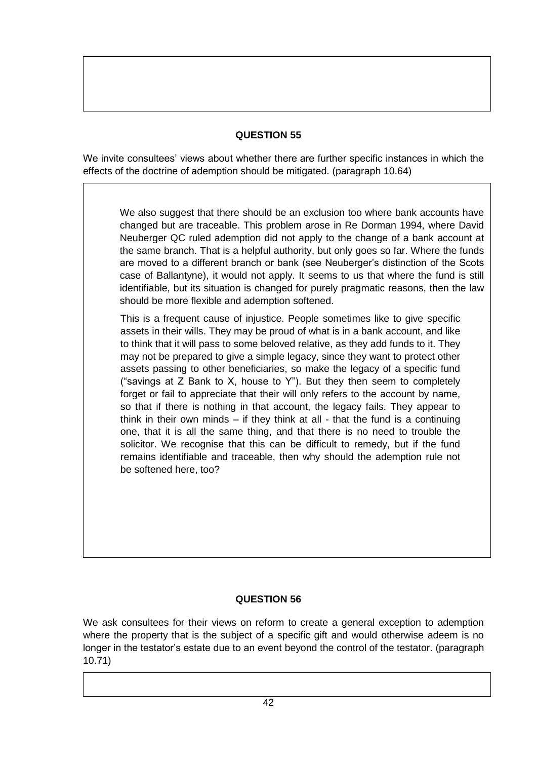**QUESTION 55**

We invite consultees' views about whether there are further specific instances in which the effects of the doctrine of ademption should be mitigated. (paragraph 10.64)

We also suggest that there should be an exclusion too where bank accounts have changed but are traceable. This problem arose in Re Dorman 1994, where David Neuberger QC ruled ademption did not apply to the change of a bank account at the same branch. That is a helpful authority, but only goes so far. Where the funds are moved to a different branch or bank (see Neuberger's distinction of the Scots case of Ballantyne), it would not apply. It seems to us that where the fund is still identifiable, but its situation is changed for purely pragmatic reasons, then the law should be more flexible and ademption softened.

This is a frequent cause of injustice. People sometimes like to give specific assets in their wills. They may be proud of what is in a bank account, and like to think that it will pass to some beloved relative, as they add funds to it. They may not be prepared to give a simple legacy, since they want to protect other assets passing to other beneficiaries, so make the legacy of a specific fund ("savings at Z Bank to X, house to Y"). But they then seem to completely forget or fail to appreciate that their will only refers to the account by name, so that if there is nothing in that account, the legacy fails. They appear to think in their own minds – if they think at all - that the fund is a continuing one, that it is all the same thing, and that there is no need to trouble the solicitor. We recognise that this can be difficult to remedy, but if the fund remains identifiable and traceable, then why should the ademption rule not be softened here, too?

**QUESTION 56**

We ask consultees for their views on reform to create a general exception to ademption where the property that is the subject of a specific gift and would otherwise adeem is no longer in the testator's estate due to an event beyond the control of the testator. (paragraph 10.71)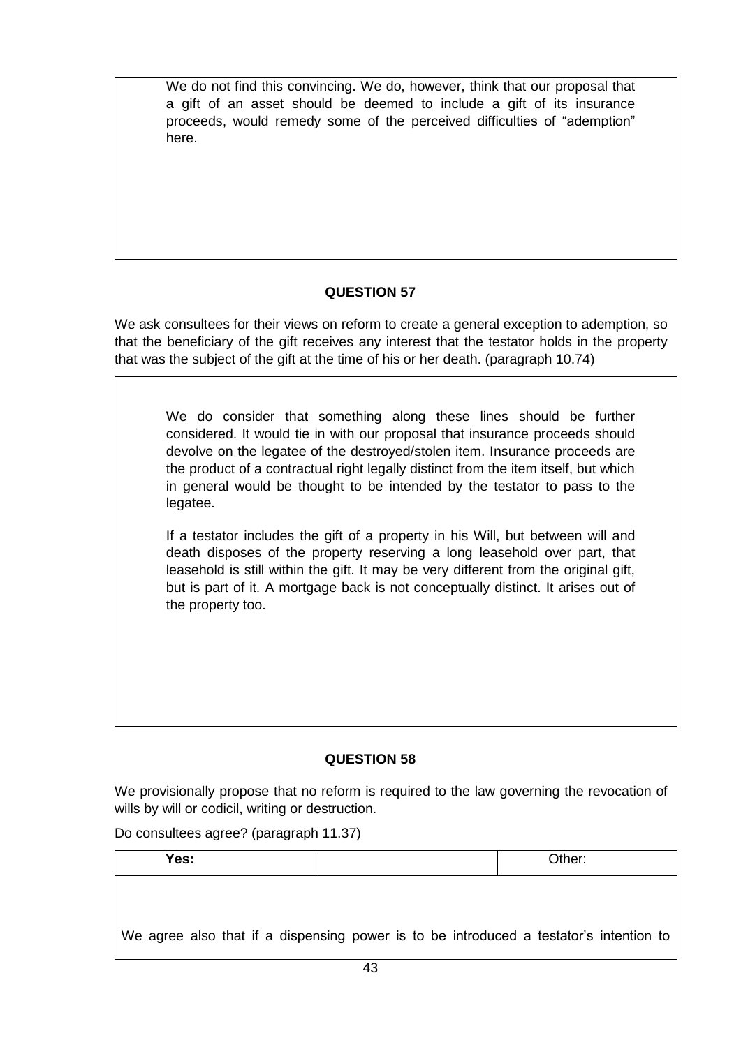We do not find this convincing. We do, however, think that our proposal that a gift of an asset should be deemed to include a gift of its insurance proceeds, would remedy some of the perceived difficulties of "ademption" here.

**QUESTION 57**

We ask consultees for their views on reform to create a general exception to ademption, so that the beneficiary of the gift receives any interest that the testator holds in the property that was the subject of the gift at the time of his or her death. (paragraph 10.74)

We do consider that something along these lines should be further considered. It would tie in with our proposal that insurance proceeds should devolve on the legatee of the destroyed/stolen item. Insurance proceeds are the product of a contractual right legally distinct from the item itself, but which in general would be thought to be intended by the testator to pass to the legatee.

If a testator includes the gift of a property in his Will, but between will and death disposes of the property reserving a long leasehold over part, that leasehold is still within the gift. It may be very different from the original gift, but is part of it. A mortgage back is not conceptually distinct. It arises out of the property too.

**QUESTION 58**

We provisionally propose that no reform is required to the law governing the revocation of wills by will or codicil, writing or destruction.

Do consultees agree? (paragraph 11.37)

| Yes: | | Other: |
|---|---|---|

We agree also that if a dispensing power is to be introduced a testator's intention to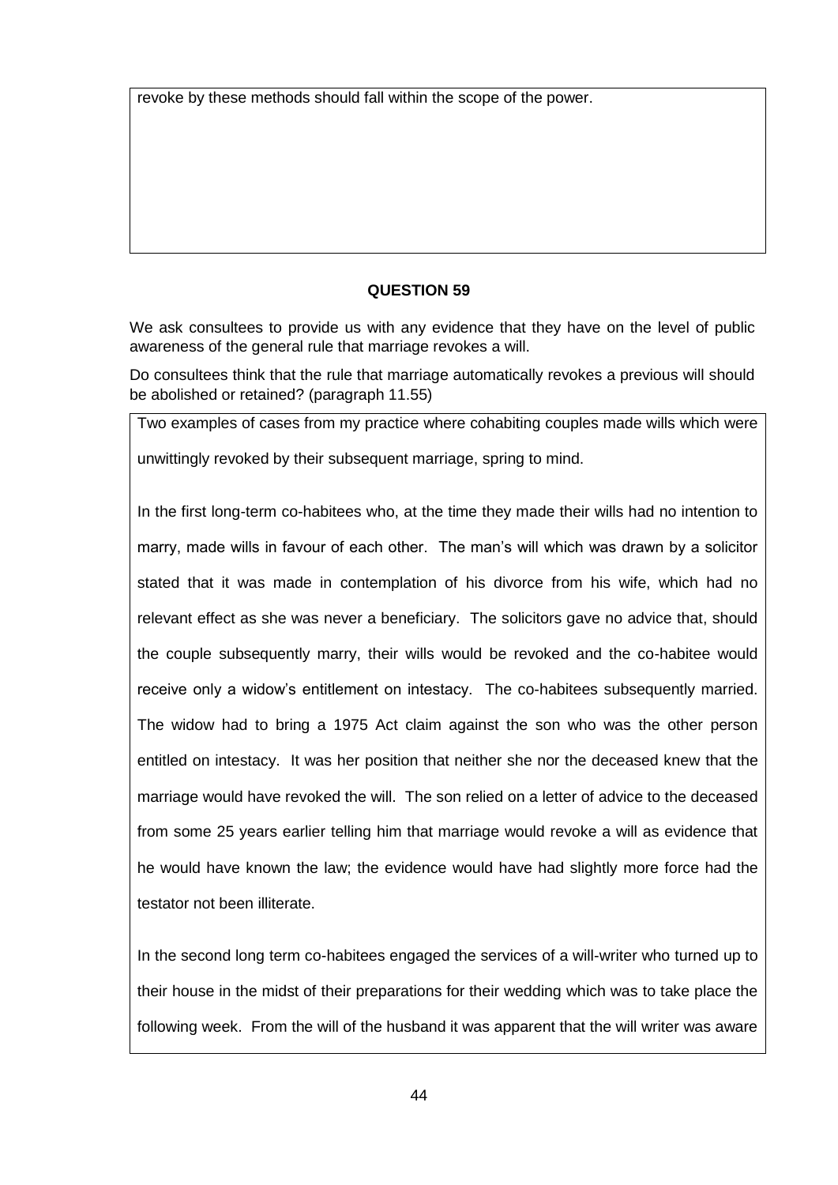revoke by these methods should fall within the scope of the power.

**QUESTION 59**

We ask consultees to provide us with any evidence that they have on the level of public awareness of the general rule that marriage revokes a will.

Do consultees think that the rule that marriage automatically revokes a previous will should be abolished or retained? (paragraph 11.55)

Two examples of cases from my practice where cohabiting couples made wills which were unwittingly revoked by their subsequent marriage, spring to mind.

In the first long-term co-habitees who, at the time they made their wills had no intention to marry, made wills in favour of each other. The man's will which was drawn by a solicitor stated that it was made in contemplation of his divorce from his wife, which had no relevant effect as she was never a beneficiary. The solicitors gave no advice that, should the couple subsequently marry, their wills would be revoked and the co-habitee would receive only a widow's entitlement on intestacy. The co-habitees subsequently married. The widow had to bring a 1975 Act claim against the son who was the other person entitled on intestacy. It was her position that neither she nor the deceased knew that the marriage would have revoked the will. The son relied on a letter of advice to the deceased from some 25 years earlier telling him that marriage would revoke a will as evidence that he would have known the law; the evidence would have had slightly more force had the testator not been illiterate.

In the second long term co-habitees engaged the services of a will-writer who turned up to their house in the midst of their preparations for their wedding which was to take place the following week. From the will of the husband it was apparent that the will writer was aware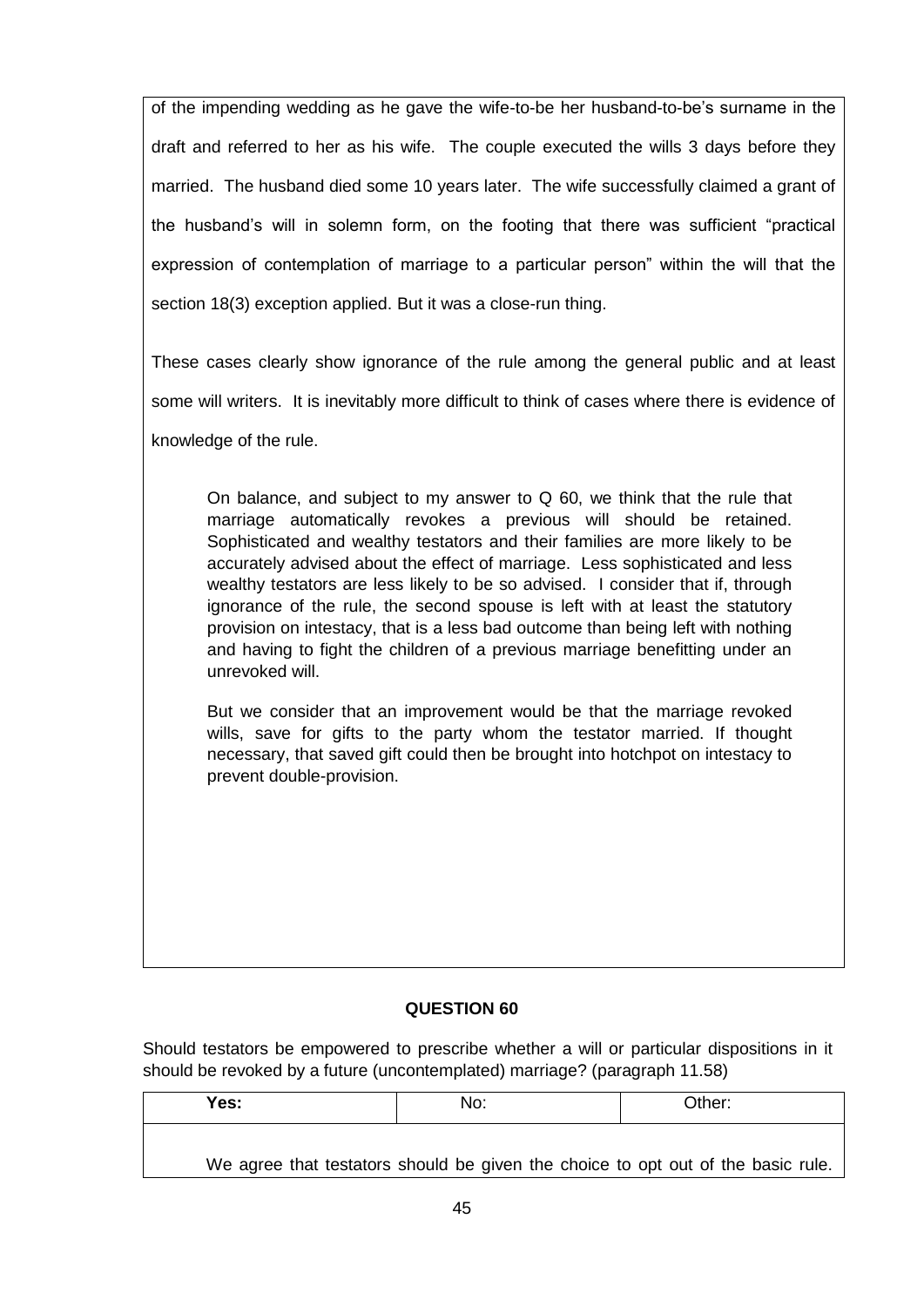of the impending wedding as he gave the wife-to-be her husband-to-be's surname in the draft and referred to her as his wife. The couple executed the wills 3 days before they married. The husband died some 10 years later. The wife successfully claimed a grant of the husband's will in solemn form, on the footing that there was sufficient "practical expression of contemplation of marriage to a particular person" within the will that the section 18(3) exception applied. But it was a close-run thing.

These cases clearly show ignorance of the rule among the general public and at least some will writers. It is inevitably more difficult to think of cases where there is evidence of knowledge of the rule.

> On balance, and subject to my answer to Q 60, we think that the rule that marriage automatically revokes a previous will should be retained. Sophisticated and wealthy testators and their families are more likely to be accurately advised about the effect of marriage. Less sophisticated and less wealthy testators are less likely to be so advised. I consider that if, through ignorance of the rule, the second spouse is left with at least the statutory provision on intestacy, that is a less bad outcome than being left with nothing and having to fight the children of a previous marriage benefitting under an unrevoked will.
>
> But we consider that an improvement would be that the marriage revoked wills, save for gifts to the party whom the testator married. If thought necessary, that saved gift could then be brought into hotchpot on intestacy to prevent double-provision.

**QUESTION 60**

Should testators be empowered to prescribe whether a will or particular dispositions in it should be revoked by a future (uncontemplated) marriage? (paragraph 11.58)

| Yes: | No: | Other: |
|---|---|---|

> We agree that testators should be given the choice to opt out of the basic rule.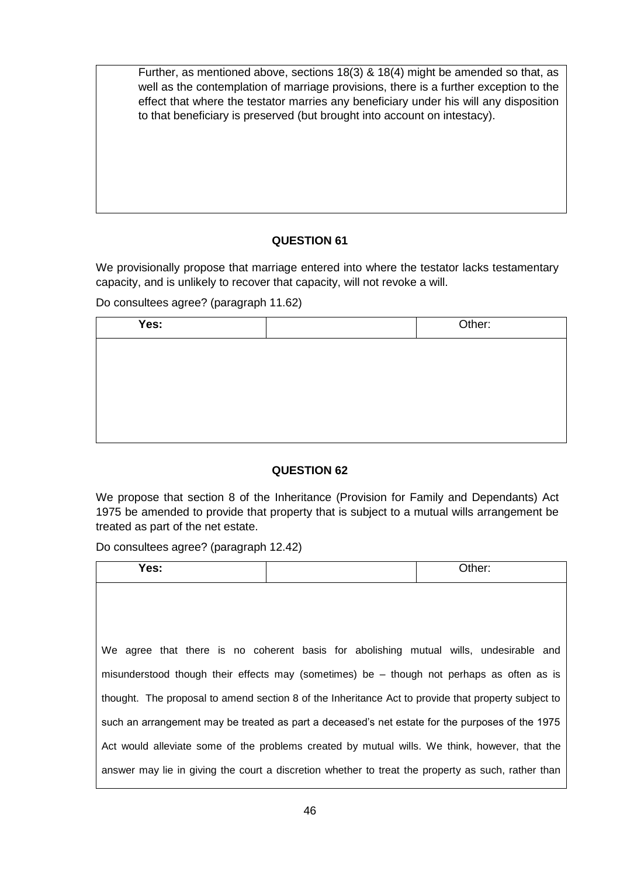Further, as mentioned above, sections 18(3) & 18(4) might be amended so that, as well as the contemplation of marriage provisions, there is a further exception to the effect that where the testator marries any beneficiary under his will any disposition to that beneficiary is preserved (but brought into account on intestacy).

### QUESTION 61

We provisionally propose that marriage entered into where the testator lacks testamentary capacity, and is unlikely to recover that capacity, will not revoke a will.

Do consultees agree? (paragraph 11.62)

| Yes: | | Other: |
|---|---|---|

### QUESTION 62

We propose that section 8 of the Inheritance (Provision for Family and Dependants) Act 1975 be amended to provide that property that is subject to a mutual wills arrangement be treated as part of the net estate.

Do consultees agree? (paragraph 12.42)

| Yes: | | Other: |
|---|---|---|

We agree that there is no coherent basis for abolishing mutual wills, undesirable and misunderstood though their effects may (sometimes) be – though not perhaps as often as is thought. The proposal to amend section 8 of the Inheritance Act to provide that property subject to such an arrangement may be treated as part a deceased's net estate for the purposes of the 1975 Act would alleviate some of the problems created by mutual wills. We think, however, that the answer may lie in giving the court a discretion whether to treat the property as such, rather than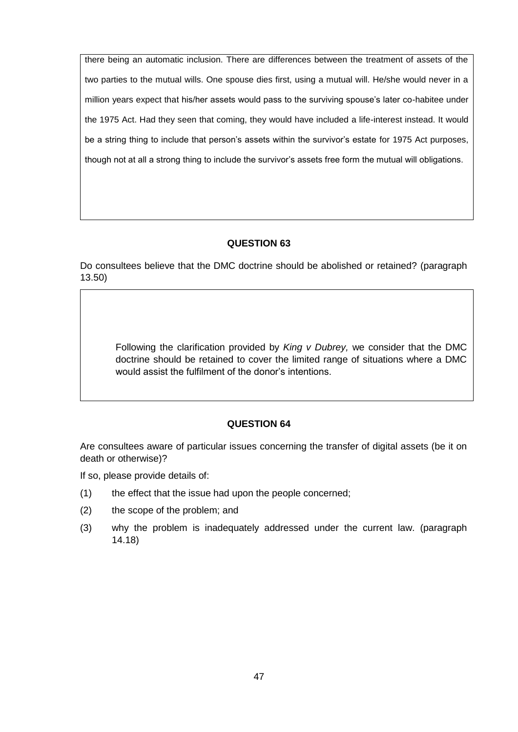there being an automatic inclusion. There are differences between the treatment of assets of the two parties to the mutual wills. One spouse dies first, using a mutual will. He/she would never in a million years expect that his/her assets would pass to the surviving spouse's later co-habitee under the 1975 Act. Had they seen that coming, they would have included a life-interest instead. It would be a string thing to include that person's assets within the survivor's estate for 1975 Act purposes, though not at all a strong thing to include the survivor's assets free form the mutual will obligations.

### QUESTION 63

Do consultees believe that the DMC doctrine should be abolished or retained? (paragraph 13.50)

Following the clarification provided by *King v Dubrey,* we consider that the DMC doctrine should be retained to cover the limited range of situations where a DMC would assist the fulfilment of the donor's intentions.

### QUESTION 64

Are consultees aware of particular issues concerning the transfer of digital assets (be it on death or otherwise)?

If so, please provide details of:

(1) the effect that the issue had upon the people concerned;

(2) the scope of the problem; and

(3) why the problem is inadequately addressed under the current law. (paragraph 14.18)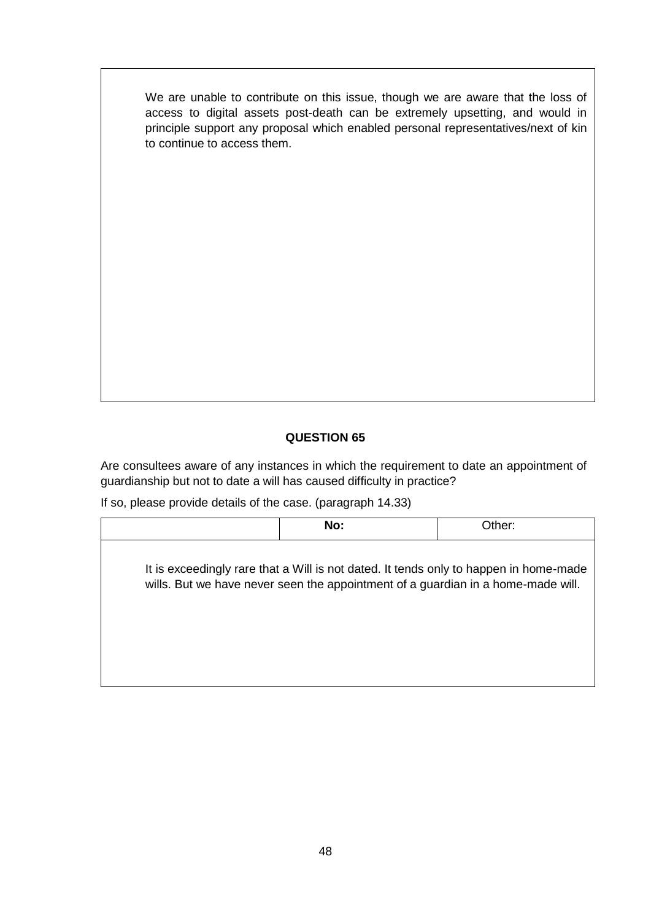We are unable to contribute on this issue, though we are aware that the loss of access to digital assets post-death can be extremely upsetting, and would in principle support any proposal which enabled personal representatives/next of kin to continue to access them.

**QUESTION 65**

Are consultees aware of any instances in which the requirement to date an appointment of guardianship but not to date a will has caused difficulty in practice?

If so, please provide details of the case. (paragraph 14.33)

| | **No:** | Other: |
|---|---|---|

It is exceedingly rare that a Will is not dated. It tends only to happen in home-made wills. But we have never seen the appointment of a guardian in a home-made will.